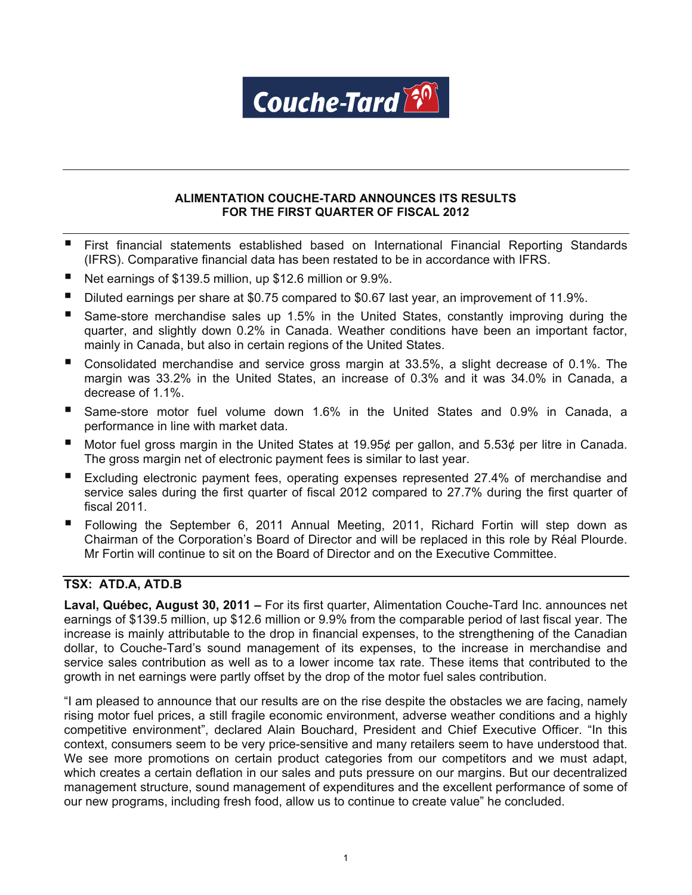# ALIMENTATION COUCHE-TARD ANNOUNCES ITS RESULTS FOR THE FIRST QUARTER OF FISCAL 2012

- First financial statements established based on International Financial Reporting Standards (IFRS). Comparative financial data has been restated to be in accordance with IFRS.
- Net earnings of $139.5 million, up $12.6 million or 9.9%.
- Diluted earnings per share at $0.75 compared to $0.67 last year, an improvement of 11.9%.
- Same-store merchandise sales up 1.5% in the United States, constantly improving during the quarter, and slightly down 0.2% in Canada. Weather conditions have been an important factor, mainly in Canada, but also in certain regions of the United States.
- Consolidated merchandise and service gross margin at 33.5%, a slight decrease of 0.1%. The margin was 33.2% in the United States, an increase of 0.3% and it was 34.0% in Canada, a decrease of 1.1%.
- Same-store motor fuel volume down 1.6% in the United States and 0.9% in Canada, a performance in line with market data.
- Motor fuel gross margin in the United States at 19.95¢ per gallon, and 5.53¢ per litre in Canada. The gross margin net of electronic payment fees is similar to last year.
- Excluding electronic payment fees, operating expenses represented 27.4% of merchandise and service sales during the first quarter of fiscal 2012 compared to 27.7% during the first quarter of fiscal 2011.
- Following the September 6, 2011 Annual Meeting, 2011, Richard Fortin will step down as Chairman of the Corporation's Board of Director and will be replaced in this role by Réal Plourde. Mr Fortin will continue to sit on the Board of Director and on the Executive Committee.

**TSX: ATD.A, ATD.B**

**Laval, Québec, August 30, 2011 –** For its first quarter, Alimentation Couche-Tard Inc. announces net earnings of $139.5 million, up $12.6 million or 9.9% from the comparable period of last fiscal year. The increase is mainly attributable to the drop in financial expenses, to the strengthening of the Canadian dollar, to Couche-Tard's sound management of its expenses, to the increase in merchandise and service sales contribution as well as to a lower income tax rate. These items that contributed to the growth in net earnings were partly offset by the drop of the motor fuel sales contribution.

"I am pleased to announce that our results are on the rise despite the obstacles we are facing, namely rising motor fuel prices, a still fragile economic environment, adverse weather conditions and a highly competitive environment", declared Alain Bouchard, President and Chief Executive Officer. "In this context, consumers seem to be very price-sensitive and many retailers seem to have understood that. We see more promotions on certain product categories from our competitors and we must adapt, which creates a certain deflation in our sales and puts pressure on our margins. But our decentralized management structure, sound management of expenditures and the excellent performance of some of our new programs, including fresh food, allow us to continue to create value" he concluded.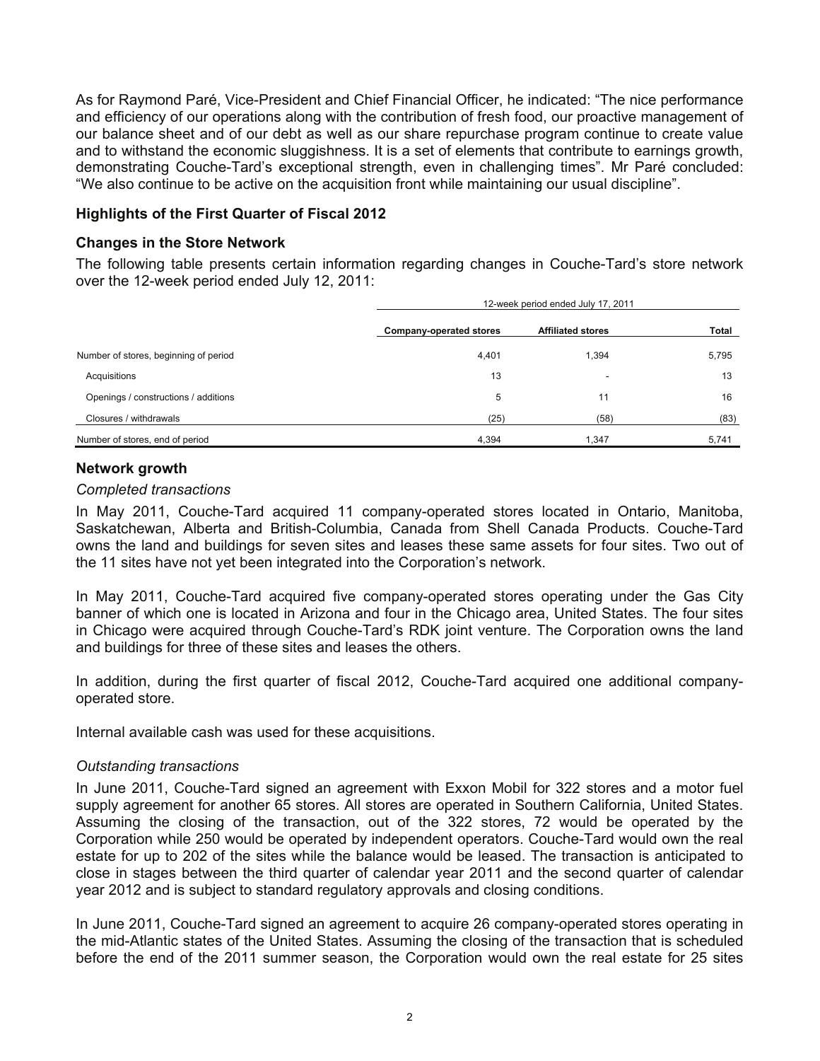As for Raymond Paré, Vice-President and Chief Financial Officer, he indicated: "The nice performance and efficiency of our operations along with the contribution of fresh food, our proactive management of our balance sheet and of our debt as well as our share repurchase program continue to create value and to withstand the economic sluggishness. It is a set of elements that contribute to earnings growth, demonstrating Couche-Tard's exceptional strength, even in challenging times". Mr Paré concluded: "We also continue to be active on the acquisition front while maintaining our usual discipline".

## Highlights of the First Quarter of Fiscal 2012

### Changes in the Store Network

The following table presents certain information regarding changes in Couche-Tard's store network over the 12-week period ended July 12, 2011:

| | 12-week period ended July 17, 2011 | | |
|---|---|---|---|
| | Company-operated stores | Affiliated stores | Total |
| Number of stores, beginning of period | 4,401 | 1,394 | 5,795 |
| Acquisitions | 13 | - | 13 |
| Openings / constructions / additions | 5 | 11 | 16 |
| Closures / withdrawals | (25) | (58) | (83) |
| Number of stores, end of period | 4,394 | 1,347 | 5,741 |

### Network growth

*Completed transactions*

In May 2011, Couche-Tard acquired 11 company-operated stores located in Ontario, Manitoba, Saskatchewan, Alberta and British-Columbia, Canada from Shell Canada Products. Couche-Tard owns the land and buildings for seven sites and leases these same assets for four sites. Two out of the 11 sites have not yet been integrated into the Corporation's network.

In May 2011, Couche-Tard acquired five company-operated stores operating under the Gas City banner of which one is located in Arizona and four in the Chicago area, United States. The four sites in Chicago were acquired through Couche-Tard's RDK joint venture. The Corporation owns the land and buildings for three of these sites and leases the others.

In addition, during the first quarter of fiscal 2012, Couche-Tard acquired one additional company-operated store.

Internal available cash was used for these acquisitions.

*Outstanding transactions*

In June 2011, Couche-Tard signed an agreement with Exxon Mobil for 322 stores and a motor fuel supply agreement for another 65 stores. All stores are operated in Southern California, United States. Assuming the closing of the transaction, out of the 322 stores, 72 would be operated by the Corporation while 250 would be operated by independent operators. Couche-Tard would own the real estate for up to 202 of the sites while the balance would be leased. The transaction is anticipated to close in stages between the third quarter of calendar year 2011 and the second quarter of calendar year 2012 and is subject to standard regulatory approvals and closing conditions.

In June 2011, Couche-Tard signed an agreement to acquire 26 company-operated stores operating in the mid-Atlantic states of the United States. Assuming the closing of the transaction that is scheduled before the end of the 2011 summer season, the Corporation would own the real estate for 25 sites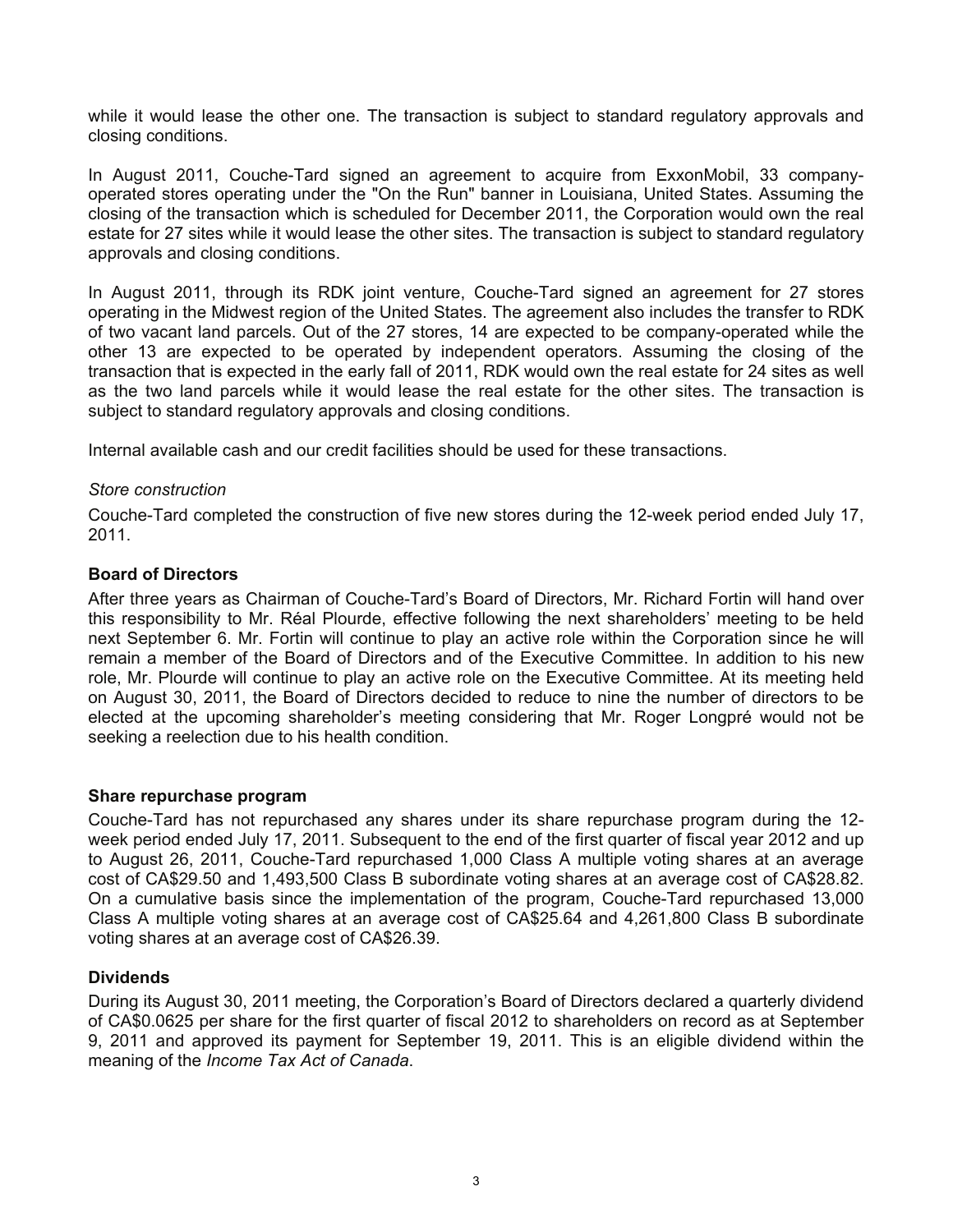while it would lease the other one. The transaction is subject to standard regulatory approvals and closing conditions.

In August 2011, Couche-Tard signed an agreement to acquire from ExxonMobil, 33 company-operated stores operating under the "On the Run" banner in Louisiana, United States. Assuming the closing of the transaction which is scheduled for December 2011, the Corporation would own the real estate for 27 sites while it would lease the other sites. The transaction is subject to standard regulatory approvals and closing conditions.

In August 2011, through its RDK joint venture, Couche-Tard signed an agreement for 27 stores operating in the Midwest region of the United States. The agreement also includes the transfer to RDK of two vacant land parcels. Out of the 27 stores, 14 are expected to be company-operated while the other 13 are expected to be operated by independent operators. Assuming the closing of the transaction that is expected in the early fall of 2011, RDK would own the real estate for 24 sites as well as the two land parcels while it would lease the real estate for the other sites. The transaction is subject to standard regulatory approvals and closing conditions.

Internal available cash and our credit facilities should be used for these transactions.

*Store construction*

Couche-Tard completed the construction of five new stores during the 12-week period ended July 17, 2011.

### Board of Directors

After three years as Chairman of Couche-Tard's Board of Directors, Mr. Richard Fortin will hand over this responsibility to Mr. Réal Plourde, effective following the next shareholders' meeting to be held next September 6. Mr. Fortin will continue to play an active role within the Corporation since he will remain a member of the Board of Directors and of the Executive Committee. In addition to his new role, Mr. Plourde will continue to play an active role on the Executive Committee. At its meeting held on August 30, 2011, the Board of Directors decided to reduce to nine the number of directors to be elected at the upcoming shareholder's meeting considering that Mr. Roger Longpré would not be seeking a reelection due to his health condition.

### Share repurchase program

Couche-Tard has not repurchased any shares under its share repurchase program during the 12-week period ended July 17, 2011. Subsequent to the end of the first quarter of fiscal year 2012 and up to August 26, 2011, Couche-Tard repurchased 1,000 Class A multiple voting shares at an average cost of CA$29.50 and 1,493,500 Class B subordinate voting shares at an average cost of CA$28.82. On a cumulative basis since the implementation of the program, Couche-Tard repurchased 13,000 Class A multiple voting shares at an average cost of CA$25.64 and 4,261,800 Class B subordinate voting shares at an average cost of CA$26.39.

### Dividends

During its August 30, 2011 meeting, the Corporation's Board of Directors declared a quarterly dividend of CA$0.0625 per share for the first quarter of fiscal 2012 to shareholders on record as at September 9, 2011 and approved its payment for September 19, 2011. This is an eligible dividend within the meaning of the *Income Tax Act of Canada*.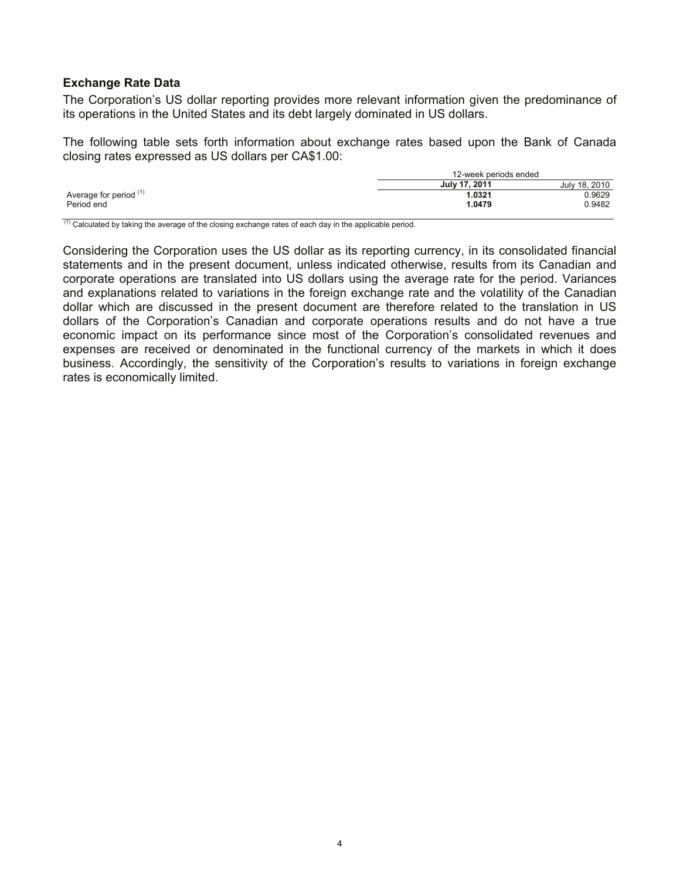### Exchange Rate Data

The Corporation's US dollar reporting provides more relevant information given the predominance of its operations in the United States and its debt largely dominated in US dollars.

The following table sets forth information about exchange rates based upon the Bank of Canada closing rates expressed as US dollars per CA$1.00:

| | 12-week periods ended | |
|---|---|---|
| | **July 17, 2011** | July 18, 2010 |
| Average for period [(1)] | **1.0321** | 0.9629 |
| Period end | **1.0479** | 0.9482 |

[(1)] Calculated by taking the average of the closing exchange rates of each day in the applicable period.

Considering the Corporation uses the US dollar as its reporting currency, in its consolidated financial statements and in the present document, unless indicated otherwise, results from its Canadian and corporate operations are translated into US dollars using the average rate for the period. Variances and explanations related to variations in the foreign exchange rate and the volatility of the Canadian dollar which are discussed in the present document are therefore related to the translation in US dollars of the Corporation's Canadian and corporate operations results and do not have a true economic impact on its performance since most of the Corporation's consolidated revenues and expenses are received or denominated in the functional currency of the markets in which it does business. Accordingly, the sensitivity of the Corporation's results to variations in foreign exchange rates is economically limited.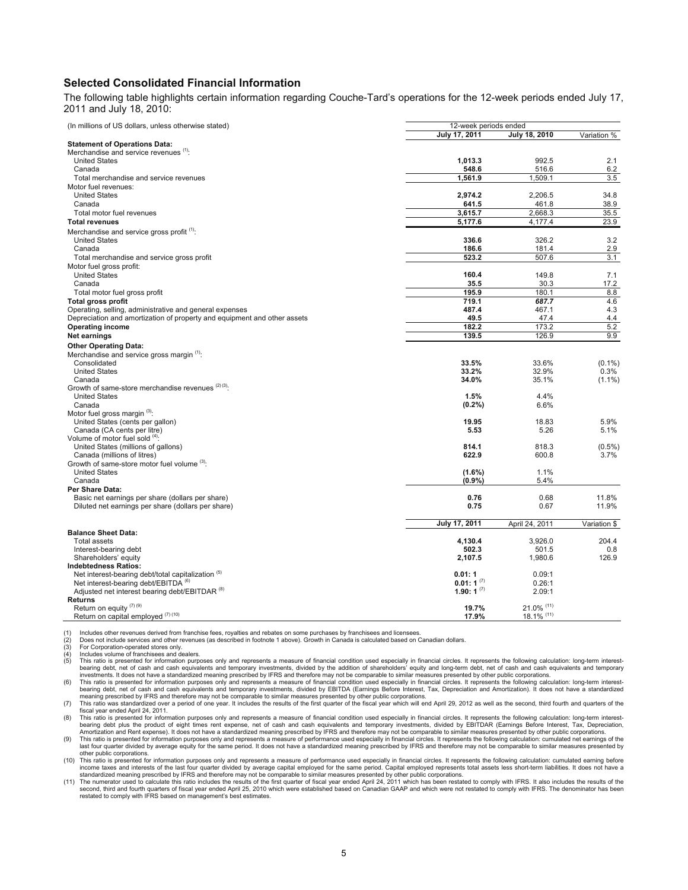## Selected Consolidated Financial Information

The following table highlights certain information regarding Couche-Tard's operations for the 12-week periods ended July 17, 2011 and July 18, 2010:

| (In millions of US dollars, unless otherwise stated) | 12-week periods ended | | |
|---|---|---|---|
| | **July 17, 2011** | **July 18, 2010** | Variation % |
| **Statement of Operations Data:** | | | |
| Merchandise and service revenues [(1)]: | | | |
| United States | **1,013.3** | 992.5 | 2.1 |
| Canada | **548.6** | 516.6 | 6.2 |
| Total merchandise and service revenues | **1,561.9** | 1,509.1 | 3.5 |
| Motor fuel revenues: | | | |
| United States | **2,974.2** | 2,206.5 | 34.8 |
| Canada | **641.5** | 461.8 | 38.9 |
| Total motor fuel revenues | **3,615.7** | 2,668.3 | 35.5 |
| **Total revenues** | **5,177.6** | 4,177.4 | 23.9 |
| Merchandise and service gross profit [(1)]: | | | |
| United States | **336.6** | 326.2 | 3.2 |
| Canada | **186.6** | 181.4 | 2.9 |
| Total merchandise and service gross profit | **523.2** | 507.6 | 3.1 |
| Motor fuel gross profit: | | | |
| United States | **160.4** | 149.8 | 7.1 |
| Canada | **35.5** | 30.3 | 17.2 |
| Total motor fuel gross profit | **195.9** | 180.1 | 8.8 |
| **Total gross profit** | **719.1** | *687.7* | 4.6 |
| Operating, selling, administrative and general expenses | **487.4** | 467.1 | 4.3 |
| Depreciation and amortization of property and equipment and other assets | **49.5** | 47.4 | 4.4 |
| **Operating income** | **182.2** | 173.2 | 5.2 |
| **Net earnings** | **139.5** | 126.9 | 9.9 |
| **Other Operating Data:** | | | |
| Merchandise and service gross margin [(1)]: | | | |
| Consolidated | **33.5%** | 33.6% | (0.1%) |
| United States | **33.2%** | 32.9% | 0.3% |
| Canada | **34.0%** | 35.1% | (1.1%) |
| Growth of same-store merchandise revenues [(2)(3)]: | | | |
| United States | **1.5%** | 4.4% | |
| Canada | **(0.2%)** | 6.6% | |
| Motor fuel gross margin [(3)]: | | | |
| United States (cents per gallon) | **19.95** | 18.83 | 5.9% |
| Canada (CA cents per litre) | **5.53** | 5.26 | 5.1% |
| Volume of motor fuel sold [(4)]: | | | |
| United States (millions of gallons) | **814.1** | 818.3 | (0.5%) |
| Canada (millions of litres) | **622.9** | 600.8 | 3.7% |
| Growth of same-store motor fuel volume [(3)]: | | | |
| United States | **(1.6%)** | 1.1% | |
| Canada | **(0.9%)** | 5.4% | |
| **Per Share Data:** | | | |
| Basic net earnings per share (dollars per share) | **0.76** | 0.68 | 11.8% |
| Diluted net earnings per share (dollars per share) | **0.75** | 0.67 | 11.9% |
| | **July 17, 2011** | April 24, 2011 | Variation $ |
| **Balance Sheet Data:** | | | |
| Total assets | **4,130.4** | 3,926.0 | 204.4 |
| Interest-bearing debt | **502.3** | 501.5 | 0.8 |
| Shareholders' equity | **2,107.5** | 1,980.6 | 126.9 |
| **Indebtedness Ratios:** | | | |
| Net interest-bearing debt/total capitalization [(5)] | **0.01: 1** | 0.09:1 | |
| Net interest-bearing debt/EBITDA [(6)] | **0.01: 1** [(7)] | 0.26:1 | |
| Adjusted net interest bearing debt/EBITDAR [(8)] | **1.90: 1** [(7)] | 2.09:1 | |
| **Returns** | | | |
| Return on equity [(7)(9)] | **19.7%** | 21.0% [(11)] | |
| Return on capital employed [(7)(10)] | **17.9%** | 18.1% [(11)] | |

(1) Includes other revenues derived from franchise fees, royalties and rebates on some purchases by franchisees and licensees.
(2) Does not include services and other revenues (as described in footnote 1 above). Growth in Canada is calculated based on Canadian dollars.
(3) For Corporation-operated stores only.
(4) Includes volume of franchisees and dealers.
(5) This ratio is presented for information purposes only and represents a measure of financial condition used especially in financial circles. It represents the following calculation: long-term interest-bearing debt, net of cash and cash equivalents and temporary investments, divided by the addition of shareholders' equity and long-term debt, net of cash and cash equivalents and temporary investments. It does not have a standardized meaning prescribed by IFRS and therefore may not be comparable to similar measures presented by other public corporations.
(6) This ratio is presented for information purposes only and represents a measure of financial condition used especially in financial circles. It represents the following calculation: long-term interest-bearing debt, net of cash and cash equivalents and temporary investments, divided by EBITDA (Earnings Before Interest, Tax, Depreciation and Amortization). It does not have a standardized meaning prescribed by IFRS and therefore may not be comparable to similar measures presented by other public corporations.
(7) This ratio was standardized over a period of one year. It includes the results of the first quarter of the fiscal year which will end April 29, 2012 as well as the second, third fourth and quarters of the fiscal year ended April 24, 2011.
(8) This ratio is presented for information purposes only and represents a measure of financial condition used especially in financial circles. It represents the following calculation: long-term interest-bearing debt plus the product of eight times rent expense, net of cash and cash equivalents and temporary investments, divided by EBITDAR (Earnings Before Interest, Tax, Depreciation, Amortization and Rent expense). It does not have a standardized meaning prescribed by IFRS and therefore may not be comparable to similar measures presented by other public corporations.
(9) This ratio is presented for information purposes only and represents a measure of performance used especially in financial circles. It represents the following calculation: cumulated net earnings of the last four quarter divided by average equity for the same period. It does not have a standardized meaning prescribed by IFRS and therefore may not be comparable to similar measures presented by other public corporations.
(10) This ratio is presented for information purposes only and represents a measure of performance used especially in financial circles. It represents the following calculation: cumulated earning before income taxes and interests of the last four quarter divided by average capital employed for the same period. Capital employed represents total assets less short-term liabilities. It does not have a standardized meaning prescribed by IFRS and therefore may not be comparable to similar measures presented by other public corporations.
(11) The numerator used to calculate this ratio includes the results of the first quarter of fiscal year ended April 24, 2011 which has been restated to comply with IFRS. It also includes the results of the second, third and fourth quarters of fiscal year ended April 25, 2010 which were established based on Canadian GAAP and which were not restated to comply with IFRS. The denominator has been restated to comply with IFRS based on management's best estimates.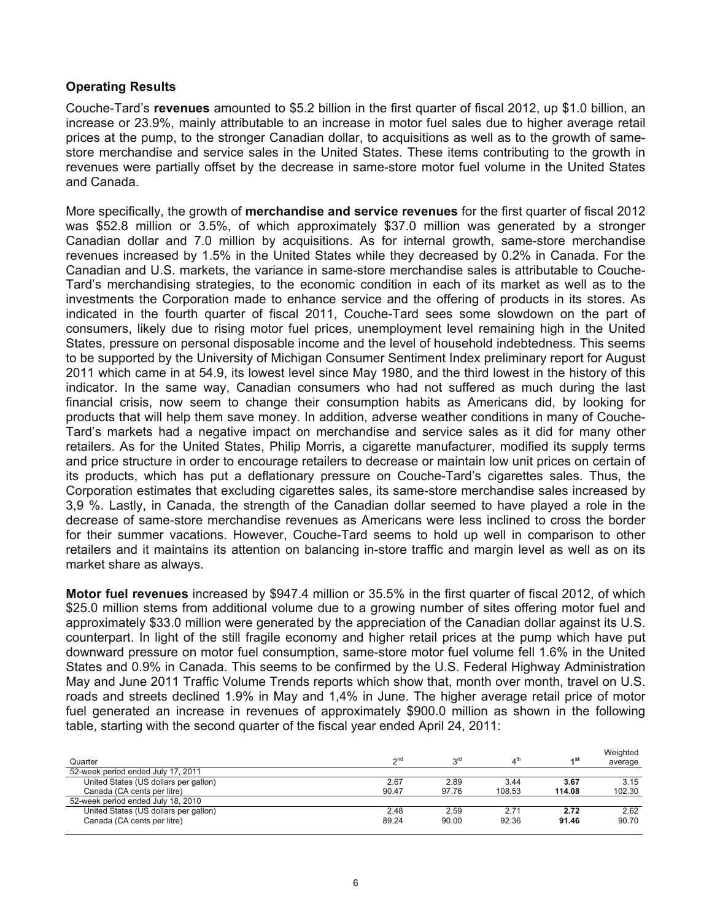### Operating Results

Couche-Tard's **revenues** amounted to $5.2 billion in the first quarter of fiscal 2012, up $1.0 billion, an increase or 23.9%, mainly attributable to an increase in motor fuel sales due to higher average retail prices at the pump, to the stronger Canadian dollar, to acquisitions as well as to the growth of same-store merchandise and service sales in the United States. These items contributing to the growth in revenues were partially offset by the decrease in same-store motor fuel volume in the United States and Canada.

More specifically, the growth of **merchandise and service revenues** for the first quarter of fiscal 2012 was $52.8 million or 3.5%, of which approximately $37.0 million was generated by a stronger Canadian dollar and 7.0 million by acquisitions. As for internal growth, same-store merchandise revenues increased by 1.5% in the United States while they decreased by 0.2% in Canada. For the Canadian and U.S. markets, the variance in same-store merchandise sales is attributable to Couche-Tard's merchandising strategies, to the economic condition in each of its market as well as to the investments the Corporation made to enhance service and the offering of products in its stores. As indicated in the fourth quarter of fiscal 2011, Couche-Tard sees some slowdown on the part of consumers, likely due to rising motor fuel prices, unemployment level remaining high in the United States, pressure on personal disposable income and the level of household indebtedness. This seems to be supported by the University of Michigan Consumer Sentiment Index preliminary report for August 2011 which came in at 54.9, its lowest level since May 1980, and the third lowest in the history of this indicator. In the same way, Canadian consumers who had not suffered as much during the last financial crisis, now seem to change their consumption habits as Americans did, by looking for products that will help them save money. In addition, adverse weather conditions in many of Couche-Tard's markets had a negative impact on merchandise and service sales as it did for many other retailers. As for the United States, Philip Morris, a cigarette manufacturer, modified its supply terms and price structure in order to encourage retailers to decrease or maintain low unit prices on certain of its products, which has put a deflationary pressure on Couche-Tard's cigarettes sales. Thus, the Corporation estimates that excluding cigarettes sales, its same-store merchandise sales increased by 3,9 %. Lastly, in Canada, the strength of the Canadian dollar seemed to have played a role in the decrease of same-store merchandise revenues as Americans were less inclined to cross the border for their summer vacations. However, Couche-Tard seems to hold up well in comparison to other retailers and it maintains its attention on balancing in-store traffic and margin level as well as on its market share as always.

**Motor fuel revenues** increased by $947.4 million or 35.5% in the first quarter of fiscal 2012, of which $25.0 million stems from additional volume due to a growing number of sites offering motor fuel and approximately $33.0 million were generated by the appreciation of the Canadian dollar against its U.S. counterpart. In light of the still fragile economy and higher retail prices at the pump which have put downward pressure on motor fuel consumption, same-store motor fuel volume fell 1.6% in the United States and 0.9% in Canada. This seems to be confirmed by the U.S. Federal Highway Administration May and June 2011 Traffic Volume Trends reports which show that, month over month, travel on U.S. roads and streets declined 1.9% in May and 1,4% in June. The higher average retail price of motor fuel generated an increase in revenues of approximately $900.0 million as shown in the following table, starting with the second quarter of the fiscal year ended April 24, 2011:

| Quarter | 2nd | 3rd | 4th | **1st** | Weighted average |
|---|---|---|---|---|---|
| 52-week period ended July 17, 2011 | | | | | |
| United States (US dollars per gallon) | 2.67 | 2.89 | 3.44 | **3.67** | 3.15 |
| Canada (CA cents per litre) | 90.47 | 97.76 | 108.53 | **114.08** | 102.30 |
| 52-week period ended July 18, 2010 | | | | | |
| United States (US dollars per gallon) | 2.48 | 2.59 | 2.71 | **2.72** | 2.62 |
| Canada (CA cents per litre) | 89.24 | 90.00 | 92.36 | **91.46** | 90.70 |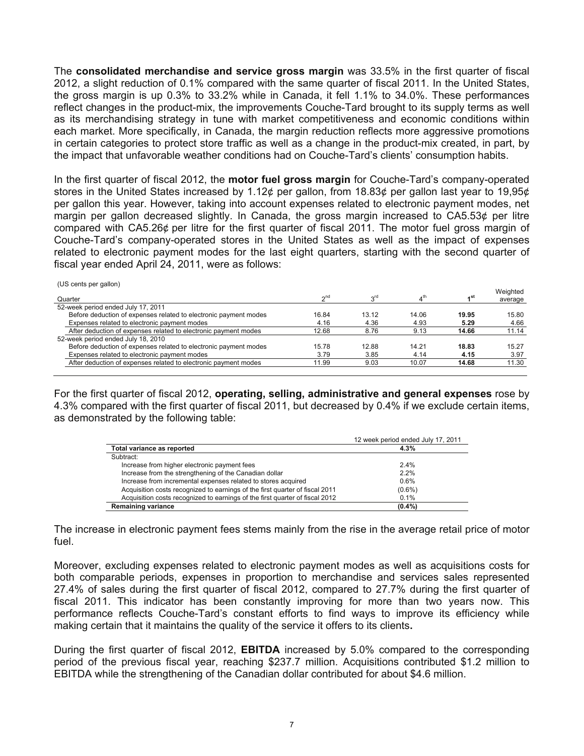The **consolidated merchandise and service gross margin** was 33.5% in the first quarter of fiscal 2012, a slight reduction of 0.1% compared with the same quarter of fiscal 2011. In the United States, the gross margin is up 0.3% to 33.2% while in Canada, it fell 1.1% to 34.0%. These performances reflect changes in the product-mix, the improvements Couche-Tard brought to its supply terms as well as its merchandising strategy in tune with market competitiveness and economic conditions within each market. More specifically, in Canada, the margin reduction reflects more aggressive promotions in certain categories to protect store traffic as well as a change in the product-mix created, in part, by the impact that unfavorable weather conditions had on Couche-Tard's clients' consumption habits.

In the first quarter of fiscal 2012, the **motor fuel gross margin** for Couche-Tard's company-operated stores in the United States increased by 1.12¢ per gallon, from 18.83¢ per gallon last year to 19,95¢ per gallon this year. However, taking into account expenses related to electronic payment modes, net margin per gallon decreased slightly. In Canada, the gross margin increased to CA5.53¢ per litre compared with CA5.26¢ per litre for the first quarter of fiscal 2011. The motor fuel gross margin of Couche-Tard's company-operated stores in the United States as well as the impact of expenses related to electronic payment modes for the last eight quarters, starting with the second quarter of fiscal year ended April 24, 2011, were as follows:

(US cents per gallon)

| Quarter | 2nd | 3rd | 4th | **1st** | Weighted average |
|---|---|---|---|---|---|
| 52-week period ended July 17, 2011 | | | | | |
| Before deduction of expenses related to electronic payment modes | 16.84 | 13.12 | 14.06 | **19.95** | 15.80 |
| Expenses related to electronic payment modes | 4.16 | 4.36 | 4.93 | **5.29** | 4.66 |
| After deduction of expenses related to electronic payment modes | 12.68 | 8.76 | 9.13 | **14.66** | 11.14 |
| 52-week period ended July 18, 2010 | | | | | |
| Before deduction of expenses related to electronic payment modes | 15.78 | 12.88 | 14.21 | **18.83** | 15.27 |
| Expenses related to electronic payment modes | 3.79 | 3.85 | 4.14 | **4.15** | 3.97 |
| After deduction of expenses related to electronic payment modes | 11.99 | 9.03 | 10.07 | **14.68** | 11.30 |

For the first quarter of fiscal 2012, **operating, selling, administrative and general expenses** rose by 4.3% compared with the first quarter of fiscal 2011, but decreased by 0.4% if we exclude certain items, as demonstrated by the following table:

| | 12 week period ended July 17, 2011 |
|---|---|
| **Total variance as reported** | **4.3%** |
| Subtract: | |
| Increase from higher electronic payment fees | 2.4% |
| Increase from the strengthening of the Canadian dollar | 2.2% |
| Increase from incremental expenses related to stores acquired | 0.6% |
| Acquisition costs recognized to earnings of the first quarter of fiscal 2011 | (0.6%) |
| Acquisition costs recognized to earnings of the first quarter of fiscal 2012 | 0.1% |
| **Remaining variance** | **(0.4%)** |

The increase in electronic payment fees stems mainly from the rise in the average retail price of motor fuel.

Moreover, excluding expenses related to electronic payment modes as well as acquisitions costs for both comparable periods, expenses in proportion to merchandise and services sales represented 27.4% of sales during the first quarter of fiscal 2012, compared to 27.7% during the first quarter of fiscal 2011. This indicator has been constantly improving for more than two years now. This performance reflects Couche-Tard's constant efforts to find ways to improve its efficiency while making certain that it maintains the quality of the service it offers to its clients**.**

During the first quarter of fiscal 2012, **EBITDA** increased by 5.0% compared to the corresponding period of the previous fiscal year, reaching $237.7 million. Acquisitions contributed $1.2 million to EBITDA while the strengthening of the Canadian dollar contributed for about $4.6 million.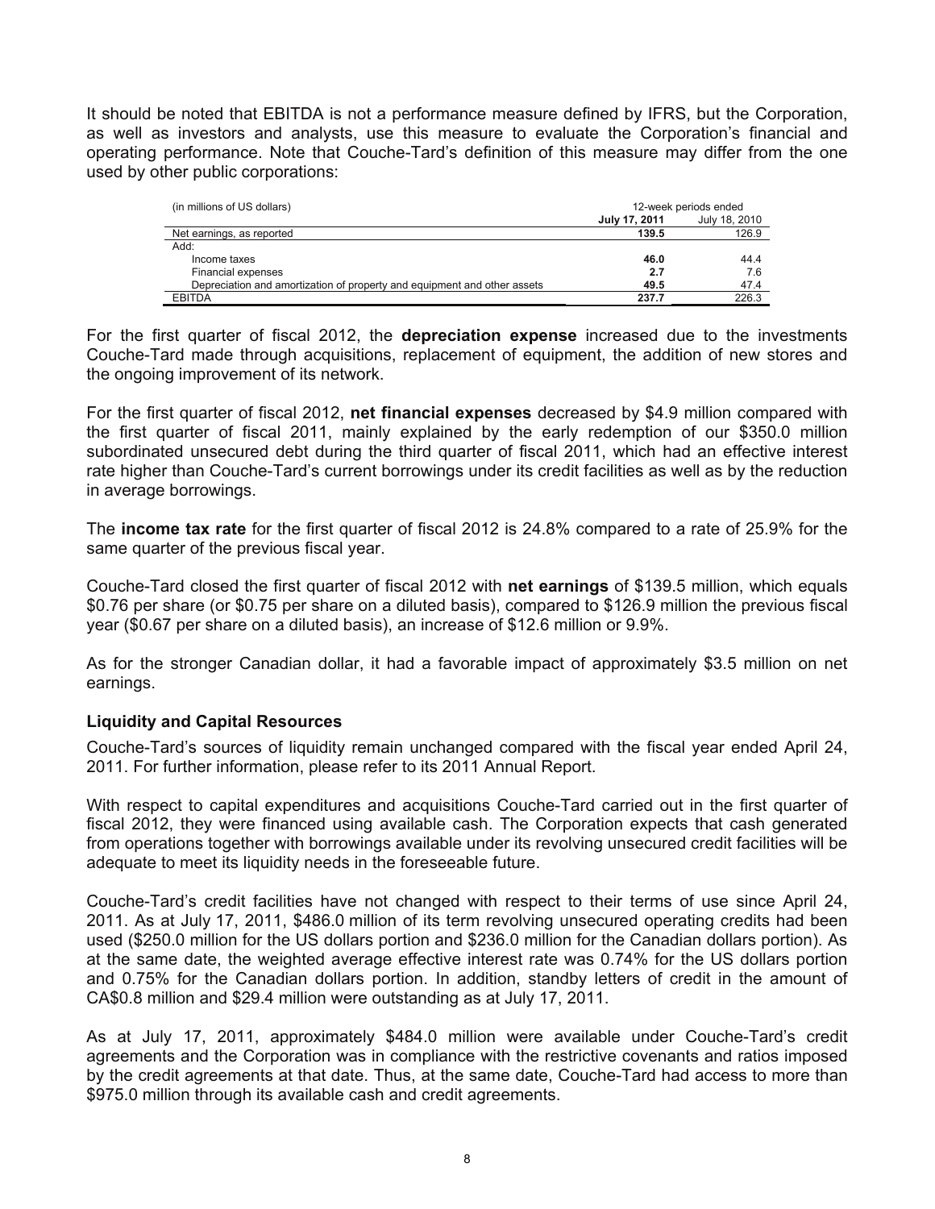It should be noted that EBITDA is not a performance measure defined by IFRS, but the Corporation, as well as investors and analysts, use this measure to evaluate the Corporation's financial and operating performance. Note that Couche-Tard's definition of this measure may differ from the one used by other public corporations:

| (in millions of US dollars) | 12-week periods ended | |
|---|---|---|
| | **July 17, 2011** | July 18, 2010 |
| Net earnings, as reported | **139.5** | 126.9 |
| Add: | | |
| Income taxes | **46.0** | 44.4 |
| Financial expenses | **2.7** | 7.6 |
| Depreciation and amortization of property and equipment and other assets | **49.5** | 47.4 |
| EBITDA | **237.7** | 226.3 |

For the first quarter of fiscal 2012, the **depreciation expense** increased due to the investments Couche-Tard made through acquisitions, replacement of equipment, the addition of new stores and the ongoing improvement of its network.

For the first quarter of fiscal 2012, **net financial expenses** decreased by $4.9 million compared with the first quarter of fiscal 2011, mainly explained by the early redemption of our $350.0 million subordinated unsecured debt during the third quarter of fiscal 2011, which had an effective interest rate higher than Couche-Tard's current borrowings under its credit facilities as well as by the reduction in average borrowings.

The **income tax rate** for the first quarter of fiscal 2012 is 24.8% compared to a rate of 25.9% for the same quarter of the previous fiscal year.

Couche-Tard closed the first quarter of fiscal 2012 with **net earnings** of $139.5 million, which equals $0.76 per share (or $0.75 per share on a diluted basis), compared to $126.9 million the previous fiscal year ($0.67 per share on a diluted basis), an increase of $12.6 million or 9.9%.

As for the stronger Canadian dollar, it had a favorable impact of approximately $3.5 million on net earnings.

### Liquidity and Capital Resources

Couche-Tard's sources of liquidity remain unchanged compared with the fiscal year ended April 24, 2011. For further information, please refer to its 2011 Annual Report.

With respect to capital expenditures and acquisitions Couche-Tard carried out in the first quarter of fiscal 2012, they were financed using available cash. The Corporation expects that cash generated from operations together with borrowings available under its revolving unsecured credit facilities will be adequate to meet its liquidity needs in the foreseeable future.

Couche-Tard's credit facilities have not changed with respect to their terms of use since April 24, 2011. As at July 17, 2011, $486.0 million of its term revolving unsecured operating credits had been used ($250.0 million for the US dollars portion and $236.0 million for the Canadian dollars portion). As at the same date, the weighted average effective interest rate was 0.74% for the US dollars portion and 0.75% for the Canadian dollars portion. In addition, standby letters of credit in the amount of CA$0.8 million and $29.4 million were outstanding as at July 17, 2011.

As at July 17, 2011, approximately $484.0 million were available under Couche-Tard's credit agreements and the Corporation was in compliance with the restrictive covenants and ratios imposed by the credit agreements at that date. Thus, at the same date, Couche-Tard had access to more than $975.0 million through its available cash and credit agreements.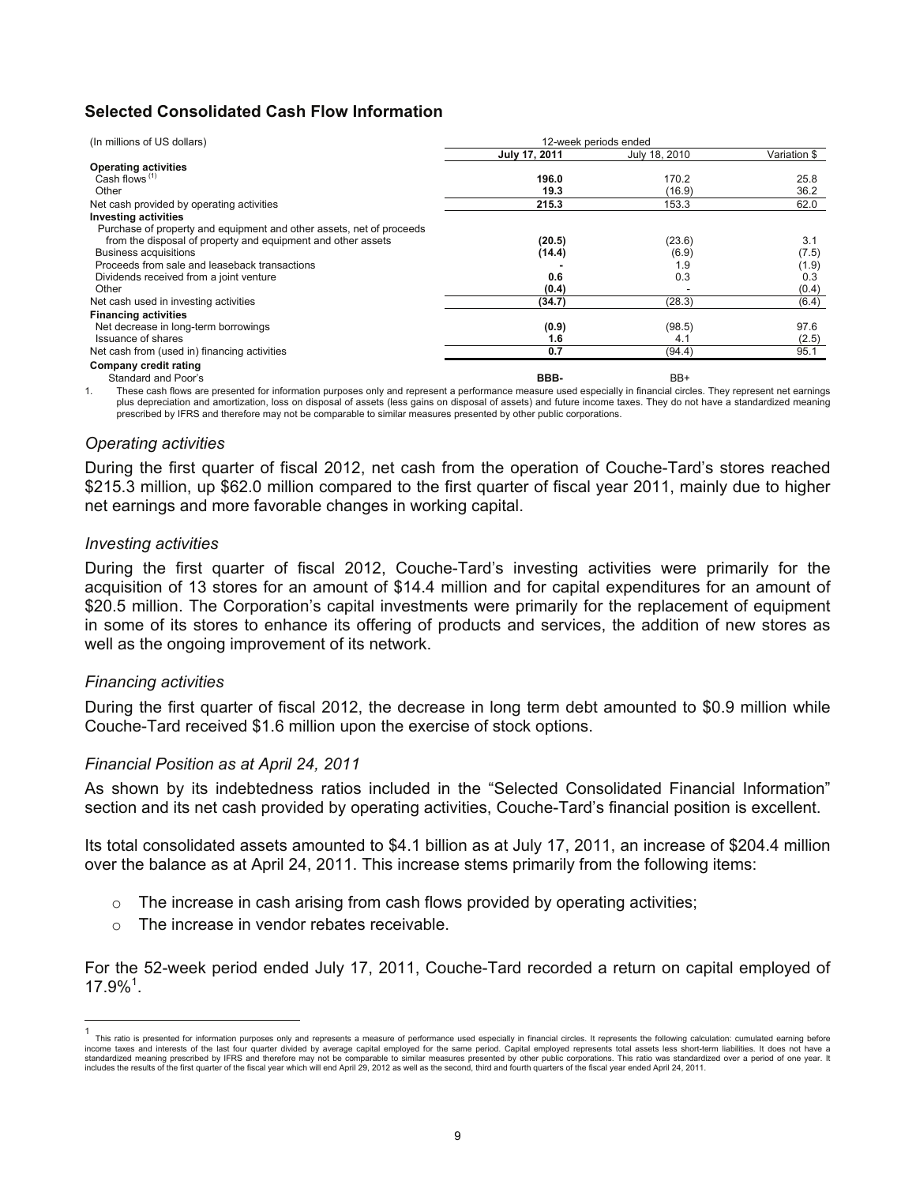## Selected Consolidated Cash Flow Information

| (In millions of US dollars) | 12-week periods ended | | |
|---|---|---|---|
| | **July 17, 2011** | July 18, 2010 | Variation $ |
| **Operating activities** | | | |
| Cash flows [(1)] | **196.0** | 170.2 | 25.8 |
| Other | **19.3** | (16.9) | 36.2 |
| Net cash provided by operating activities | **215.3** | 153.3 | 62.0 |
| **Investing activities** | | | |
| Purchase of property and equipment and other assets, net of proceeds from the disposal of property and equipment and other assets | **(20.5)** | (23.6) | 3.1 |
| Business acquisitions | **(14.4)** | (6.9) | (7.5) |
| Proceeds from sale and leaseback transactions | **-** | 1.9 | (1.9) |
| Dividends received from a joint venture | **0.6** | 0.3 | 0.3 |
| Other | **(0.4)** | - | (0.4) |
| Net cash used in investing activities | **(34.7)** | (28.3) | (6.4) |
| **Financing activities** | | | |
| Net decrease in long-term borrowings | **(0.9)** | (98.5) | 97.6 |
| Issuance of shares | **1.6** | 4.1 | (2.5) |
| Net cash from (used in) financing activities | **0.7** | (94.4) | 95.1 |
| **Company credit rating** | | | |
| Standard and Poor's | **BBB-** | BB+ | |

1. These cash flows are presented for information purposes only and represent a performance measure used especially in financial circles. They represent net earnings plus depreciation and amortization, loss on disposal of assets (less gains on disposal of assets) and future income taxes. They do not have a standardized meaning prescribed by IFRS and therefore may not be comparable to similar measures presented by other public corporations.

### *Operating activities*

During the first quarter of fiscal 2012, net cash from the operation of Couche-Tard's stores reached $215.3 million, up $62.0 million compared to the first quarter of fiscal year 2011, mainly due to higher net earnings and more favorable changes in working capital.

### *Investing activities*

During the first quarter of fiscal 2012, Couche-Tard's investing activities were primarily for the acquisition of 13 stores for an amount of $14.4 million and for capital expenditures for an amount of $20.5 million. The Corporation's capital investments were primarily for the replacement of equipment in some of its stores to enhance its offering of products and services, the addition of new stores as well as the ongoing improvement of its network.

### *Financing activities*

During the first quarter of fiscal 2012, the decrease in long term debt amounted to $0.9 million while Couche-Tard received $1.6 million upon the exercise of stock options.

### *Financial Position as at April 24, 2011*

As shown by its indebtedness ratios included in the "Selected Consolidated Financial Information" section and its net cash provided by operating activities, Couche-Tard's financial position is excellent.

Its total consolidated assets amounted to $4.1 billion as at July 17, 2011, an increase of $204.4 million over the balance as at April 24, 2011. This increase stems primarily from the following items:

- The increase in cash arising from cash flows provided by operating activities;
- The increase in vendor rebates receivable.

For the 52-week period ended July 17, 2011, Couche-Tard recorded a return on capital employed of 17.9%[1].

[1] This ratio is presented for information purposes only and represents a measure of performance used especially in financial circles. It represents the following calculation: cumulated earning before income taxes and interests of the last four quarter divided by average capital employed for the same period. Capital employed represents total assets less short-term liabilities. It does not have a standardized meaning prescribed by IFRS and therefore may not be comparable to similar measures presented by other public corporations. This ratio was standardized over a period of one year. It includes the results of the first quarter of the fiscal year which will end April 29, 2012 as well as the second, third and fourth quarters of the fiscal year ended April 24, 2011.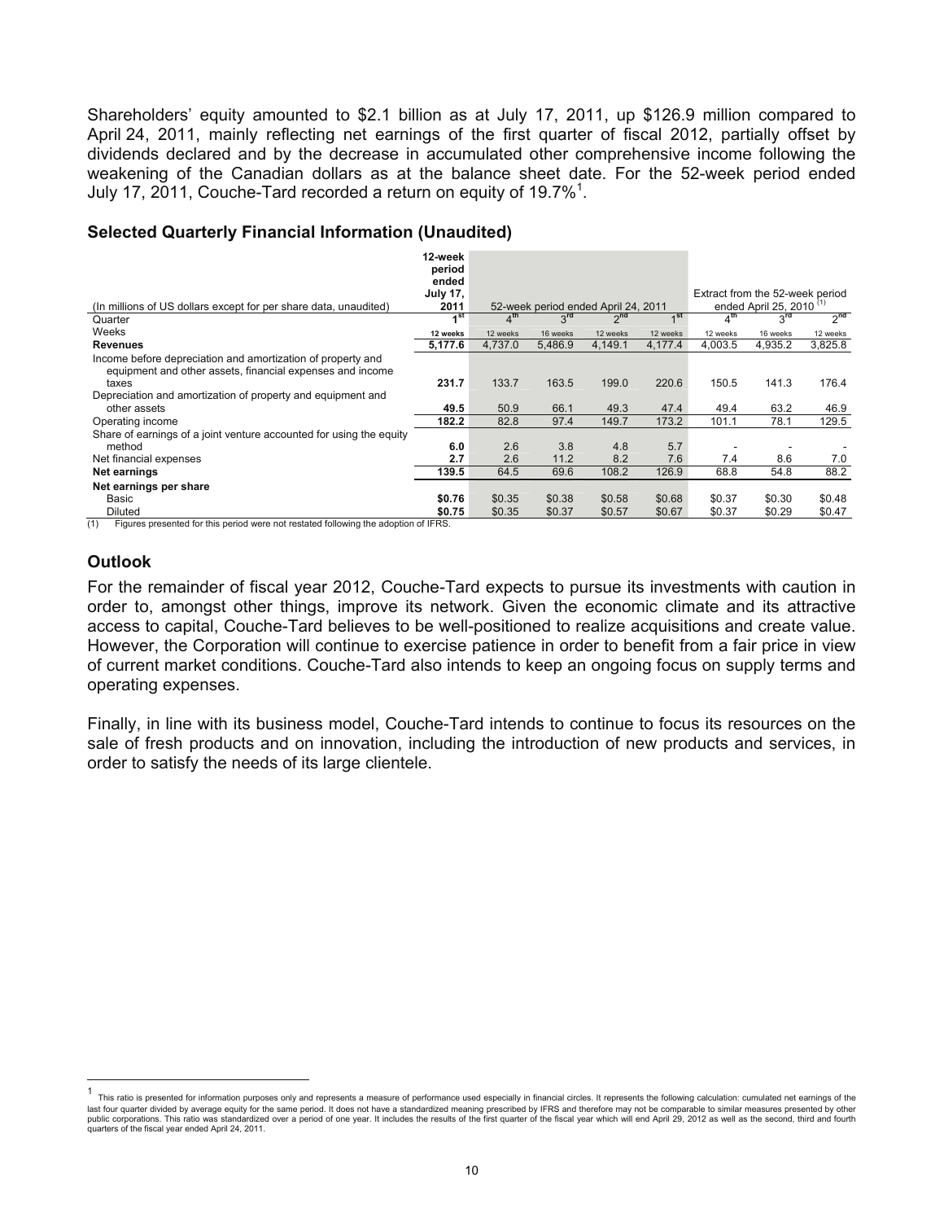Shareholders' equity amounted to $2.1 billion as at July 17, 2011, up $126.9 million compared to April 24, 2011, mainly reflecting net earnings of the first quarter of fiscal 2012, partially offset by dividends declared and by the decrease in accumulated other comprehensive income following the weakening of the Canadian dollars as at the balance sheet date. For the 52-week period ended July 17, 2011, Couche-Tard recorded a return on equity of 19.7%[1].

### Selected Quarterly Financial Information (Unaudited)

| (In millions of US dollars except for per share data, unaudited) | 12-week period ended July 17, 2011 | 52-week period ended April 24, 2011 | | | | Extract from the 52-week period ended April 25, 2010 (1) | | |
|---|---|---|---|---|---|---|---|---|
| Quarter | 1st | 4th | 3rd | 2nd | 1st | 4th | 3rd | 2nd |
| Weeks | 12 weeks | 12 weeks | 16 weeks | 12 weeks | 12 weeks | 12 weeks | 16 weeks | 12 weeks |
| **Revenues** | **5,177.6** | 4,737.0 | 5,486.9 | 4,149.1 | 4,177.4 | 4,003.5 | 4,935.2 | 3,825.8 |
| Income before depreciation and amortization of property and equipment and other assets, financial expenses and income taxes | **231.7** | 133.7 | 163.5 | 199.0 | 220.6 | 150.5 | 141.3 | 176.4 |
| Depreciation and amortization of property and equipment and other assets | **49.5** | 50.9 | 66.1 | 49.3 | 47.4 | 49.4 | 63.2 | 46.9 |
| Operating income | **182.2** | 82.8 | 97.4 | 149.7 | 173.2 | 101.1 | 78.1 | 129.5 |
| Share of earnings of a joint venture accounted for using the equity method | **6.0** | 2.6 | 3.8 | 4.8 | 5.7 | - | - | - |
| Net financial expenses | **2.7** | 2.6 | 11.2 | 8.2 | 7.6 | 7.4 | 8.6 | 7.0 |
| **Net earnings** | **139.5** | 64.5 | 69.6 | 108.2 | 126.9 | 68.8 | 54.8 | 88.2 |
| **Net earnings per share** | | | | | | | | |
| Basic | **$0.76** | $0.35 | $0.38 | $0.58 | $0.68 | $0.37 | $0.30 | $0.48 |
| Diluted | **$0.75** | $0.35 | $0.37 | $0.57 | $0.67 | $0.37 | $0.29 | $0.47 |

(1) Figures presented for this period were not restated following the adoption of IFRS.

### Outlook

For the remainder of fiscal year 2012, Couche-Tard expects to pursue its investments with caution in order to, amongst other things, improve its network. Given the economic climate and its attractive access to capital, Couche-Tard believes to be well-positioned to realize acquisitions and create value. However, the Corporation will continue to exercise patience in order to benefit from a fair price in view of current market conditions. Couche-Tard also intends to keep an ongoing focus on supply terms and operating expenses.

Finally, in line with its business model, Couche-Tard intends to continue to focus its resources on the sale of fresh products and on innovation, including the introduction of new products and services, in order to satisfy the needs of its large clientele.

[1] This ratio is presented for information purposes only and represents a measure of performance used especially in financial circles. It represents the following calculation: cumulated net earnings of the last four quarter divided by average equity for the same period. It does not have a standardized meaning prescribed by IFRS and therefore may not be comparable to similar measures presented by other public corporations. This ratio was standardized over a period of one year. It includes the results of the first quarter of the fiscal year which will end April 29, 2012 as well as the second, third and fourth quarters of the fiscal year ended April 24, 2011.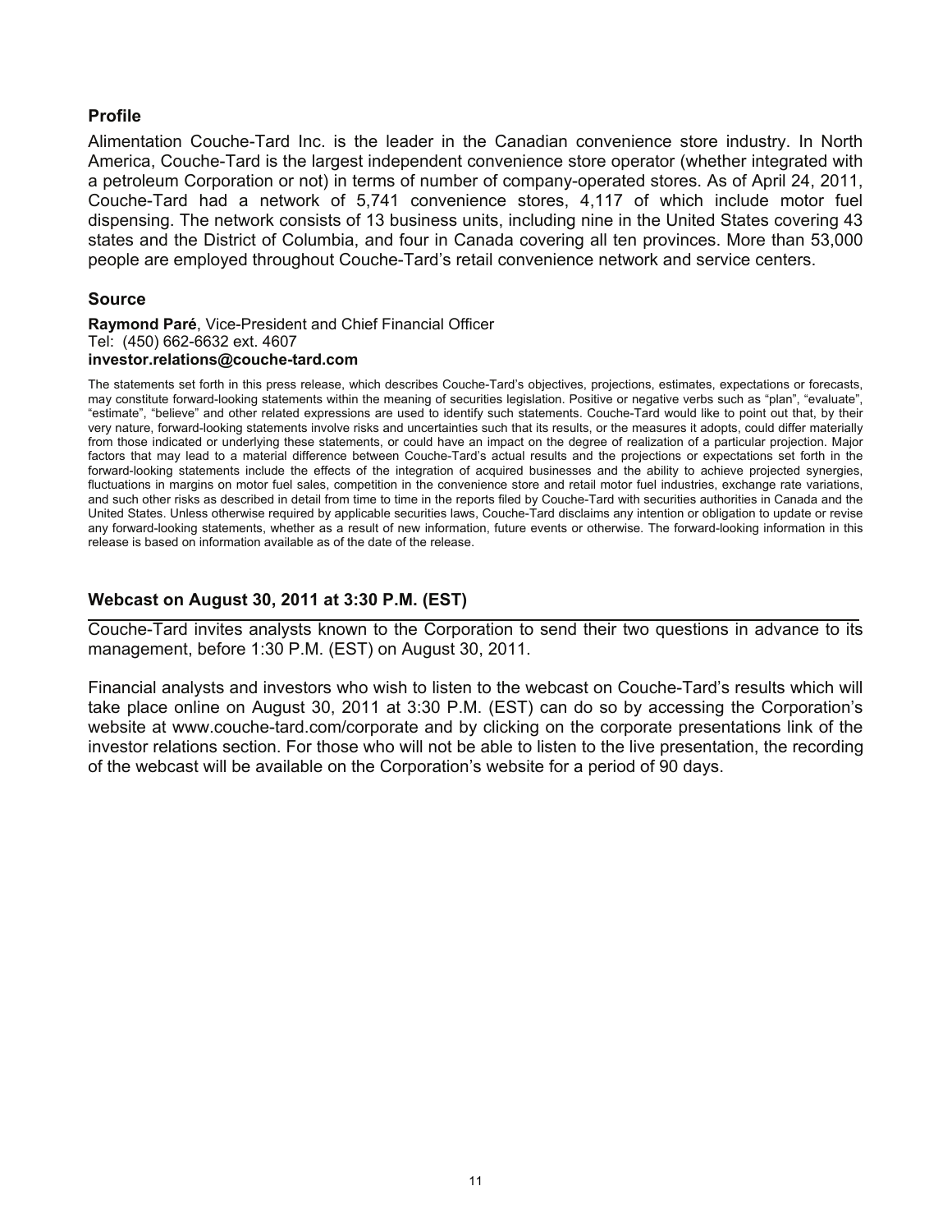## Profile

Alimentation Couche-Tard Inc. is the leader in the Canadian convenience store industry. In North America, Couche-Tard is the largest independent convenience store operator (whether integrated with a petroleum Corporation or not) in terms of number of company-operated stores. As of April 24, 2011, Couche-Tard had a network of 5,741 convenience stores, 4,117 of which include motor fuel dispensing. The network consists of 13 business units, including nine in the United States covering 43 states and the District of Columbia, and four in Canada covering all ten provinces. More than 53,000 people are employed throughout Couche-Tard's retail convenience network and service centers.

## Source

**Raymond Paré**, Vice-President and Chief Financial Officer
Tel: (450) 662-6632 ext. 4607
**investor.relations@couche-tard.com**

The statements set forth in this press release, which describes Couche-Tard's objectives, projections, estimates, expectations or forecasts, may constitute forward-looking statements within the meaning of securities legislation. Positive or negative verbs such as "plan", "evaluate", "estimate", "believe" and other related expressions are used to identify such statements. Couche-Tard would like to point out that, by their very nature, forward-looking statements involve risks and uncertainties such that its results, or the measures it adopts, could differ materially from those indicated or underlying these statements, or could have an impact on the degree of realization of a particular projection. Major factors that may lead to a material difference between Couche-Tard's actual results and the projections or expectations set forth in the forward-looking statements include the effects of the integration of acquired businesses and the ability to achieve projected synergies, fluctuations in margins on motor fuel sales, competition in the convenience store and retail motor fuel industries, exchange rate variations, and such other risks as described in detail from time to time in the reports filed by Couche-Tard with securities authorities in Canada and the United States. Unless otherwise required by applicable securities laws, Couche-Tard disclaims any intention or obligation to update or revise any forward-looking statements, whether as a result of new information, future events or otherwise. The forward-looking information in this release is based on information available as of the date of the release.

## Webcast on August 30, 2011 at 3:30 P.M. (EST)

Couche-Tard invites analysts known to the Corporation to send their two questions in advance to its management, before 1:30 P.M. (EST) on August 30, 2011.

Financial analysts and investors who wish to listen to the webcast on Couche-Tard's results which will take place online on August 30, 2011 at 3:30 P.M. (EST) can do so by accessing the Corporation's website at www.couche-tard.com/corporate and by clicking on the corporate presentations link of the investor relations section. For those who will not be able to listen to the live presentation, the recording of the webcast will be available on the Corporation's website for a period of 90 days.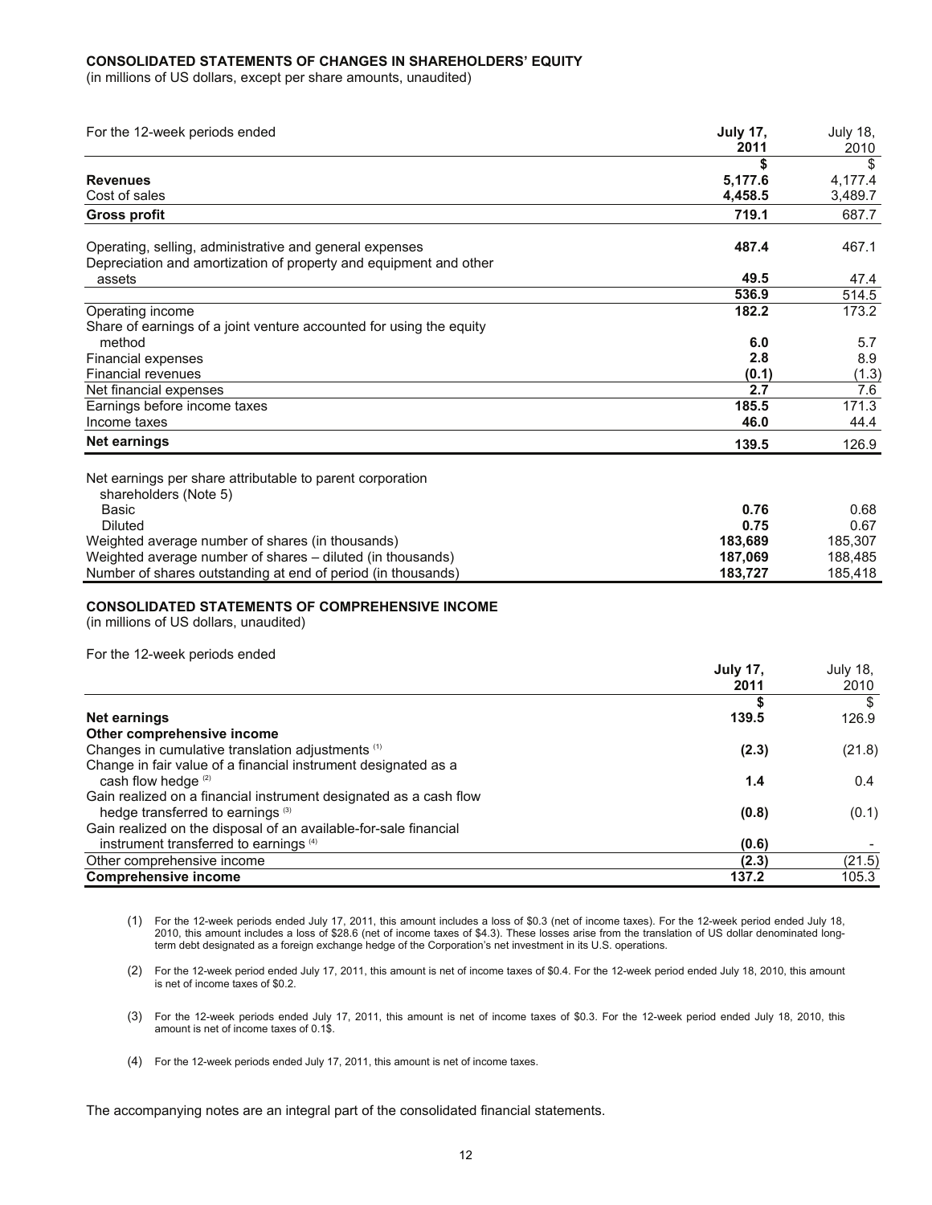**CONSOLIDATED STATEMENTS OF CHANGES IN SHAREHOLDERS' EQUITY**
(in millions of US dollars, except per share amounts, unaudited)

| For the 12-week periods ended | July 17, 2011 | July 18, 2010 |
|---|---|---|
| | **$** | $ |
| **Revenues** | **5,177.6** | 4,177.4 |
| Cost of sales | **4,458.5** | 3,489.7 |
| **Gross profit** | **719.1** | 687.7 |
| Operating, selling, administrative and general expenses | **487.4** | 467.1 |
| Depreciation and amortization of property and equipment and other assets | **49.5** | 47.4 |
| | **536.9** | 514.5 |
| Operating income | **182.2** | 173.2 |
| Share of earnings of a joint venture accounted for using the equity method | **6.0** | 5.7 |
| Financial expenses | **2.8** | 8.9 |
| Financial revenues | **(0.1)** | (1.3) |
| Net financial expenses | **2.7** | 7.6 |
| Earnings before income taxes | **185.5** | 171.3 |
| Income taxes | **46.0** | 44.4 |
| **Net earnings** | **139.5** | 126.9 |
| Net earnings per share attributable to parent corporation shareholders (Note 5) | | |
| Basic | **0.76** | 0.68 |
| Diluted | **0.75** | 0.67 |
| Weighted average number of shares (in thousands) | **183,689** | 185,307 |
| Weighted average number of shares – diluted (in thousands) | **187,069** | 188,485 |
| Number of shares outstanding at end of period (in thousands) | **183,727** | 185,418 |

**CONSOLIDATED STATEMENTS OF COMPREHENSIVE INCOME**
(in millions of US dollars, unaudited)

| For the 12-week periods ended | July 17, 2011 | July 18, 2010 |
|---|---|---|
| | **$** | $ |
| **Net earnings** | **139.5** | 126.9 |
| **Other comprehensive income** | | |
| Changes in cumulative translation adjustments (1) | **(2.3)** | (21.8) |
| Change in fair value of a financial instrument designated as a cash flow hedge (2) | **1.4** | 0.4 |
| Gain realized on a financial instrument designated as a cash flow hedge transferred to earnings (3) | **(0.8)** | (0.1) |
| Gain realized on the disposal of an available-for-sale financial instrument transferred to earnings (4) | **(0.6)** | - |
| Other comprehensive income | **(2.3)** | (21.5) |
| **Comprehensive income** | **137.2** | 105.3 |

(1) For the 12-week periods ended July 17, 2011, this amount includes a loss of $0.3 (net of income taxes). For the 12-week period ended July 18, 2010, this amount includes a loss of $28.6 (net of income taxes of $4.3). These losses arise from the translation of US dollar denominated long-term debt designated as a foreign exchange hedge of the Corporation's net investment in its U.S. operations.

(2) For the 12-week period ended July 17, 2011, this amount is net of income taxes of $0.4. For the 12-week period ended July 18, 2010, this amount is net of income taxes of $0.2.

(3) For the 12-week periods ended July 17, 2011, this amount is net of income taxes of $0.3. For the 12-week period ended July 18, 2010, this amount is net of income taxes of 0.1$.

(4) For the 12-week periods ended July 17, 2011, this amount is net of income taxes.

The accompanying notes are an integral part of the consolidated financial statements.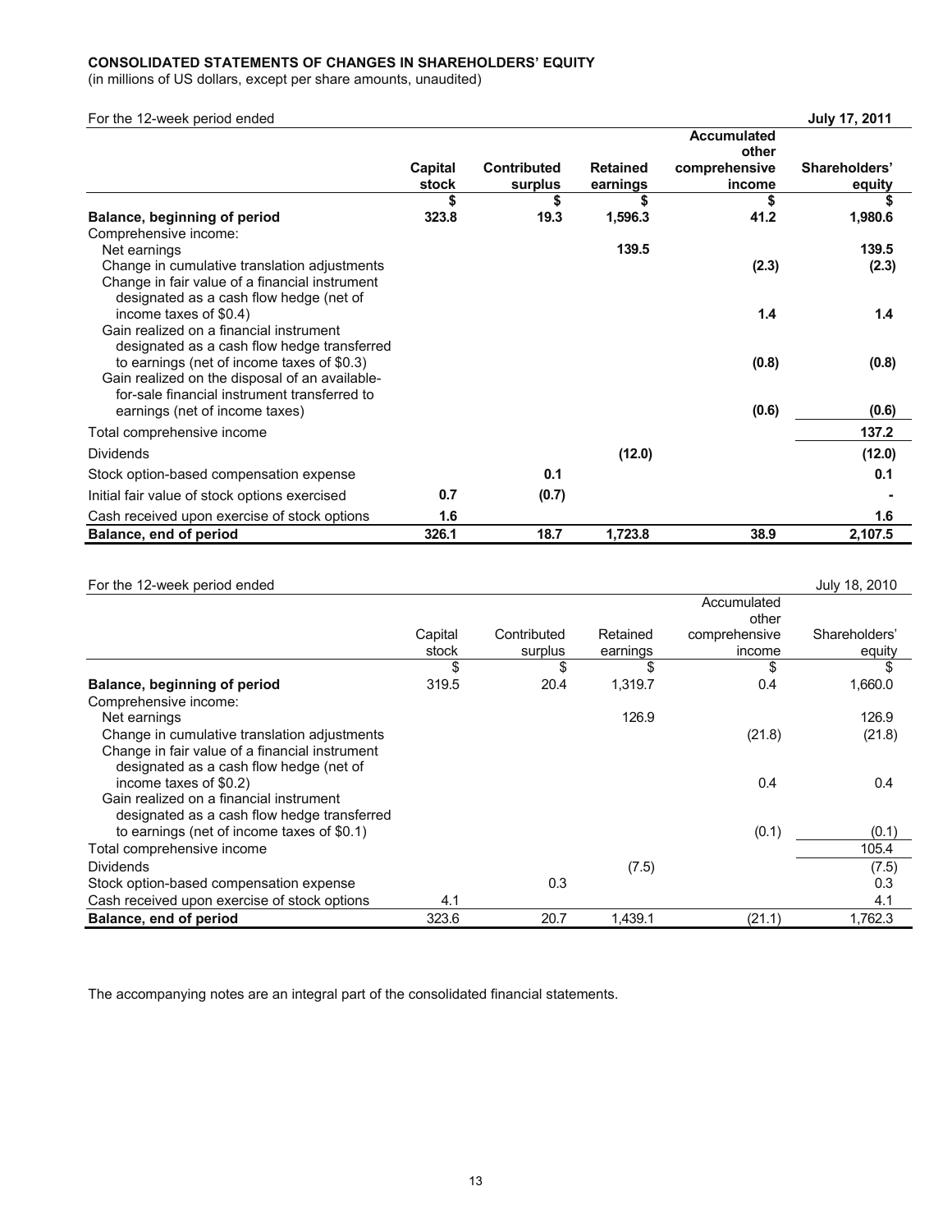**CONSOLIDATED STATEMENTS OF CHANGES IN SHAREHOLDERS' EQUITY**
(in millions of US dollars, except per share amounts, unaudited)

| For the 12-week period ended | | | | | **July 17, 2011** |
|---|---|---|---|---|---|
| | **Capital stock** | **Contributed surplus** | **Retained earnings** | **Accumulated other comprehensive income** | **Shareholders' equity** |
| | **\$** | **\$** | **\$** | **\$** | **\$** |
| **Balance, beginning of period** | **323.8** | **19.3** | **1,596.3** | **41.2** | **1,980.6** |
| Comprehensive income: | | | | | |
| Net earnings | | | **139.5** | | **139.5** |
| Change in cumulative translation adjustments | | | | **(2.3)** | **(2.3)** |
| Change in fair value of a financial instrument designated as a cash flow hedge (net of income taxes of \$0.4) | | | | **1.4** | **1.4** |
| Gain realized on a financial instrument designated as a cash flow hedge transferred to earnings (net of income taxes of \$0.3) | | | | **(0.8)** | **(0.8)** |
| Gain realized on the disposal of an available-for-sale financial instrument transferred to earnings (net of income taxes) | | | | **(0.6)** | **(0.6)** |
| Total comprehensive income | | | | | **137.2** |
| Dividends | | | **(12.0)** | | **(12.0)** |
| Stock option-based compensation expense | | **0.1** | | | **0.1** |
| Initial fair value of stock options exercised | **0.7** | **(0.7)** | | | **-** |
| Cash received upon exercise of stock options | **1.6** | | | | **1.6** |
| **Balance, end of period** | **326.1** | **18.7** | **1,723.8** | **38.9** | **2,107.5** |

| For the 12-week period ended | | | | | July 18, 2010 |
|---|---|---|---|---|---|
| | Capital stock | Contributed surplus | Retained earnings | Accumulated other comprehensive income | Shareholders' equity |
| | \$ | \$ | \$ | \$ | \$ |
| **Balance, beginning of period** | 319.5 | 20.4 | 1,319.7 | 0.4 | 1,660.0 |
| Comprehensive income: | | | | | |
| Net earnings | | | 126.9 | | 126.9 |
| Change in cumulative translation adjustments | | | | (21.8) | (21.8) |
| Change in fair value of a financial instrument designated as a cash flow hedge (net of income taxes of \$0.2) | | | | 0.4 | 0.4 |
| Gain realized on a financial instrument designated as a cash flow hedge transferred to earnings (net of income taxes of \$0.1) | | | | (0.1) | (0.1) |
| Total comprehensive income | | | | | 105.4 |
| Dividends | | | (7.5) | | (7.5) |
| Stock option-based compensation expense | | 0.3 | | | 0.3 |
| Cash received upon exercise of stock options | 4.1 | | | | 4.1 |
| **Balance, end of period** | 323.6 | 20.7 | 1,439.1 | (21.1) | 1,762.3 |

The accompanying notes are an integral part of the consolidated financial statements.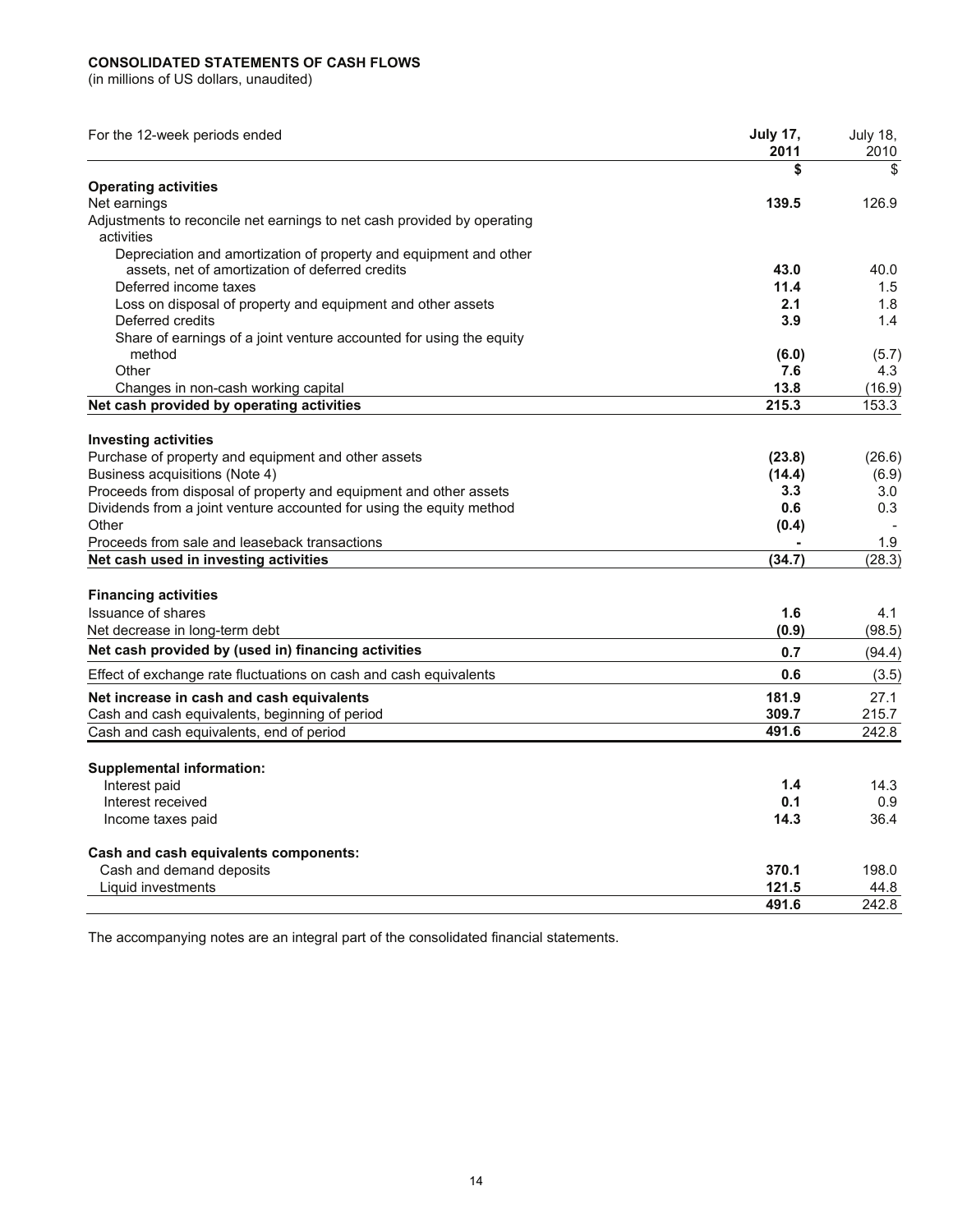**CONSOLIDATED STATEMENTS OF CASH FLOWS**
(in millions of US dollars, unaudited)

| For the 12-week periods ended | **July 17, 2011** | July 18, 2010 |
|---|---|---|
| | **$** | $ |
| **Operating activities** | | |
| Net earnings | **139.5** | 126.9 |
| Adjustments to reconcile net earnings to net cash provided by operating activities | | |
| Depreciation and amortization of property and equipment and other assets, net of amortization of deferred credits | **43.0** | 40.0 |
| Deferred income taxes | **11.4** | 1.5 |
| Loss on disposal of property and equipment and other assets | **2.1** | 1.8 |
| Deferred credits | **3.9** | 1.4 |
| Share of earnings of a joint venture accounted for using the equity method | **(6.0)** | (5.7) |
| Other | **7.6** | 4.3 |
| Changes in non-cash working capital | **13.8** | (16.9) |
| **Net cash provided by operating activities** | **215.3** | 153.3 |
| **Investing activities** | | |
| Purchase of property and equipment and other assets | **(23.8)** | (26.6) |
| Business acquisitions (Note 4) | **(14.4)** | (6.9) |
| Proceeds from disposal of property and equipment and other assets | **3.3** | 3.0 |
| Dividends from a joint venture accounted for using the equity method | **0.6** | 0.3 |
| Other | **(0.4)** | - |
| Proceeds from sale and leaseback transactions | **-** | 1.9 |
| **Net cash used in investing activities** | **(34.7)** | (28.3) |
| **Financing activities** | | |
| Issuance of shares | **1.6** | 4.1 |
| Net decrease in long-term debt | **(0.9)** | (98.5) |
| **Net cash provided by (used in) financing activities** | **0.7** | (94.4) |
| Effect of exchange rate fluctuations on cash and cash equivalents | **0.6** | (3.5) |
| **Net increase in cash and cash equivalents** | **181.9** | 27.1 |
| Cash and cash equivalents, beginning of period | **309.7** | 215.7 |
| Cash and cash equivalents, end of period | **491.6** | 242.8 |
| **Supplemental information:** | | |
| Interest paid | **1.4** | 14.3 |
| Interest received | **0.1** | 0.9 |
| Income taxes paid | **14.3** | 36.4 |
| **Cash and cash equivalents components:** | | |
| Cash and demand deposits | **370.1** | 198.0 |
| Liquid investments | **121.5** | 44.8 |
| | **491.6** | 242.8 |

The accompanying notes are an integral part of the consolidated financial statements.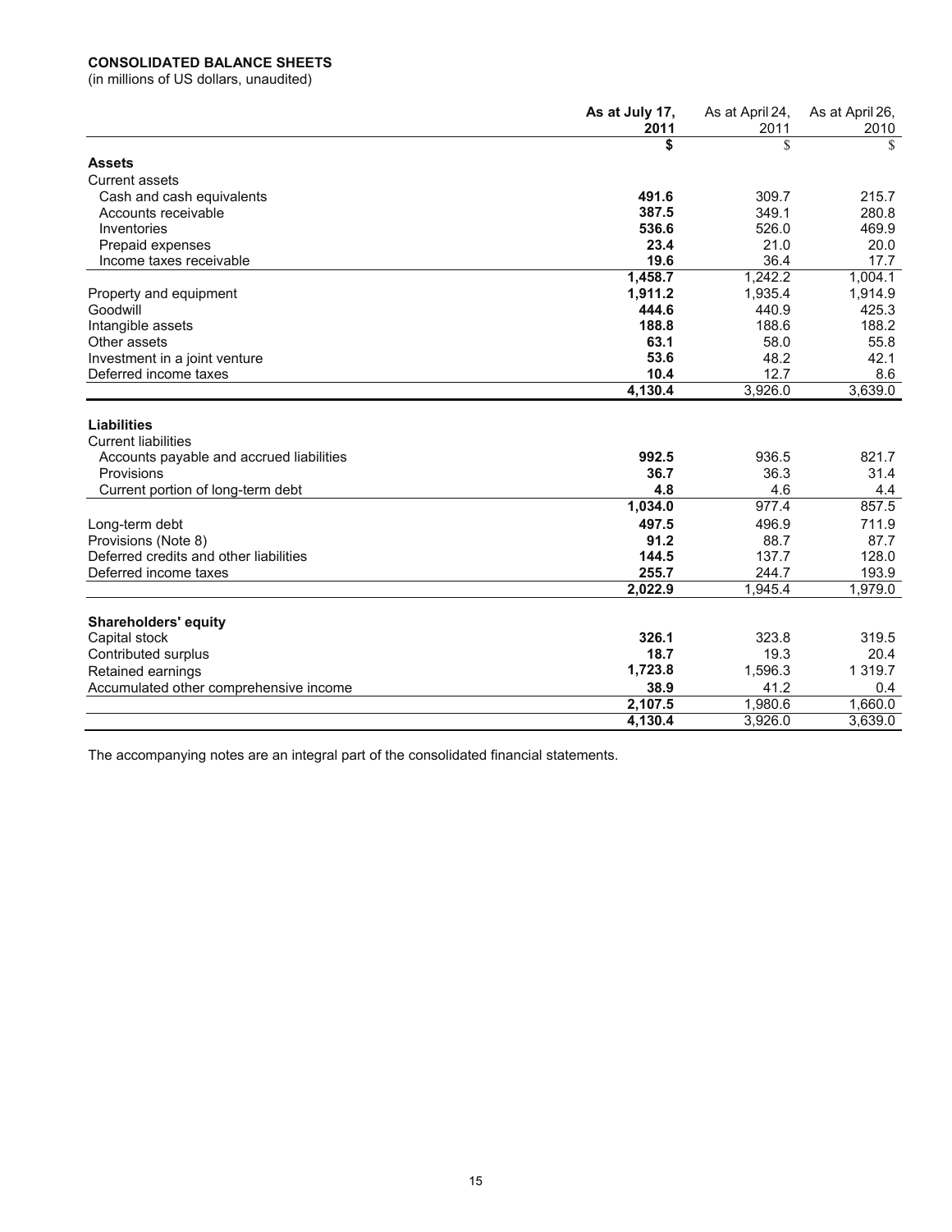**CONSOLIDATED BALANCE SHEETS**

(in millions of US dollars, unaudited)

| | **As at July 17, 2011** | As at April 24, 2011 | As at April 26, 2010 |
|---|---|---|---|
| | **$** | $ | $ |
| **Assets** | | | |
| Current assets | | | |
| Cash and cash equivalents | **491.6** | 309.7 | 215.7 |
| Accounts receivable | **387.5** | 349.1 | 280.8 |
| Inventories | **536.6** | 526.0 | 469.9 |
| Prepaid expenses | **23.4** | 21.0 | 20.0 |
| Income taxes receivable | **19.6** | 36.4 | 17.7 |
| | **1,458.7** | 1,242.2 | 1,004.1 |
| Property and equipment | **1,911.2** | 1,935.4 | 1,914.9 |
| Goodwill | **444.6** | 440.9 | 425.3 |
| Intangible assets | **188.8** | 188.6 | 188.2 |
| Other assets | **63.1** | 58.0 | 55.8 |
| Investment in a joint venture | **53.6** | 48.2 | 42.1 |
| Deferred income taxes | **10.4** | 12.7 | 8.6 |
| | **4,130.4** | 3,926.0 | 3,639.0 |
| **Liabilities** | | | |
| Current liabilities | | | |
| Accounts payable and accrued liabilities | **992.5** | 936.5 | 821.7 |
| Provisions | **36.7** | 36.3 | 31.4 |
| Current portion of long-term debt | **4.8** | 4.6 | 4.4 |
| | **1,034.0** | 977.4 | 857.5 |
| Long-term debt | **497.5** | 496.9 | 711.9 |
| Provisions (Note 8) | **91.2** | 88.7 | 87.7 |
| Deferred credits and other liabilities | **144.5** | 137.7 | 128.0 |
| Deferred income taxes | **255.7** | 244.7 | 193.9 |
| | **2,022.9** | 1,945.4 | 1,979.0 |
| **Shareholders' equity** | | | |
| Capital stock | **326.1** | 323.8 | 319.5 |
| Contributed surplus | **18.7** | 19.3 | 20.4 |
| Retained earnings | **1,723.8** | 1,596.3 | 1 319.7 |
| Accumulated other comprehensive income | **38.9** | 41.2 | 0.4 |
| | **2,107.5** | 1,980.6 | 1,660.0 |
| | **4,130.4** | 3,926.0 | 3,639.0 |

The accompanying notes are an integral part of the consolidated financial statements.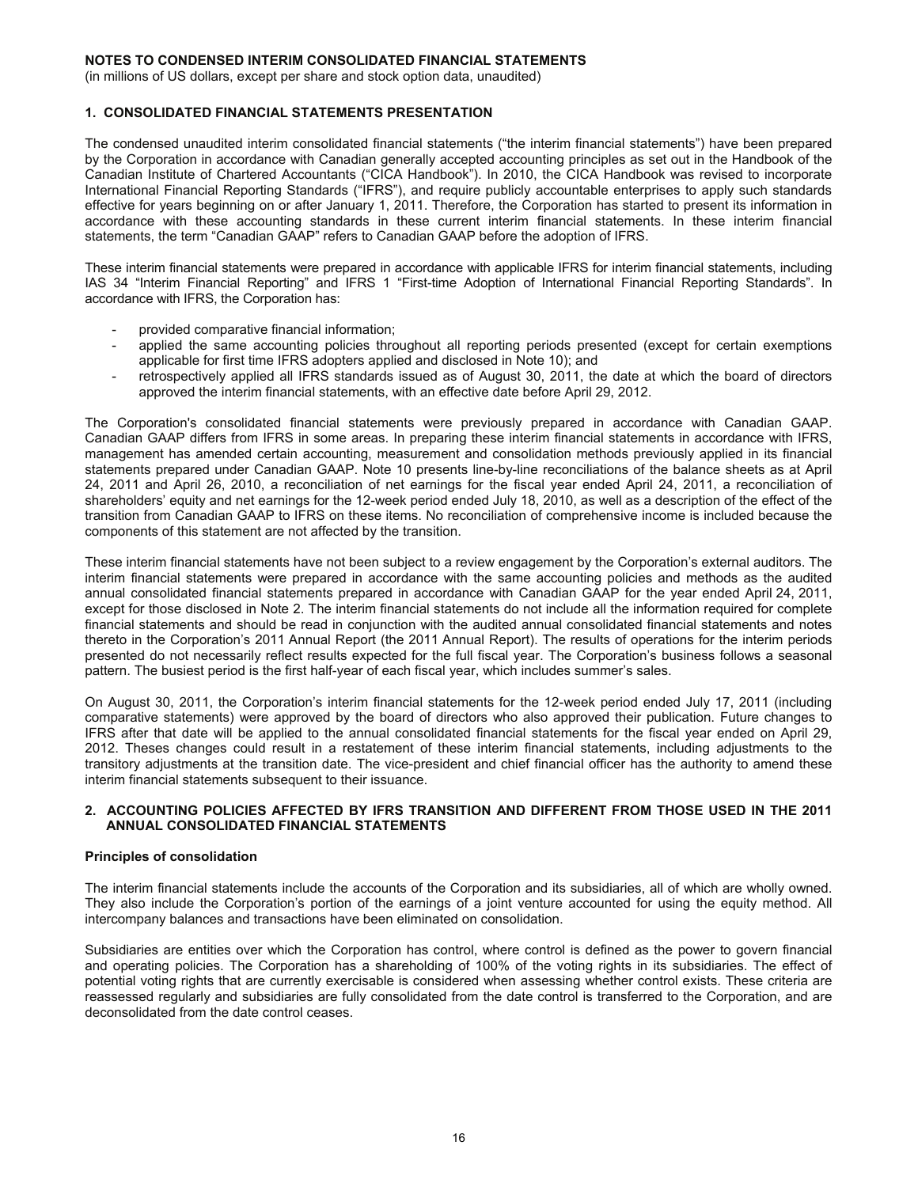**NOTES TO CONDENSED INTERIM CONSOLIDATED FINANCIAL STATEMENTS**

(in millions of US dollars, except per share and stock option data, unaudited)

## 1. CONSOLIDATED FINANCIAL STATEMENTS PRESENTATION

The condensed unaudited interim consolidated financial statements ("the interim financial statements") have been prepared by the Corporation in accordance with Canadian generally accepted accounting principles as set out in the Handbook of the Canadian Institute of Chartered Accountants ("CICA Handbook"). In 2010, the CICA Handbook was revised to incorporate International Financial Reporting Standards ("IFRS"), and require publicly accountable enterprises to apply such standards effective for years beginning on or after January 1, 2011. Therefore, the Corporation has started to present its information in accordance with these accounting standards in these current interim financial statements. In these interim financial statements, the term "Canadian GAAP" refers to Canadian GAAP before the adoption of IFRS.

These interim financial statements were prepared in accordance with applicable IFRS for interim financial statements, including IAS 34 "Interim Financial Reporting" and IFRS 1 "First-time Adoption of International Financial Reporting Standards". In accordance with IFRS, the Corporation has:

- provided comparative financial information;
- applied the same accounting policies throughout all reporting periods presented (except for certain exemptions applicable for first time IFRS adopters applied and disclosed in Note 10); and
- retrospectively applied all IFRS standards issued as of August 30, 2011, the date at which the board of directors approved the interim financial statements, with an effective date before April 29, 2012.

The Corporation's consolidated financial statements were previously prepared in accordance with Canadian GAAP. Canadian GAAP differs from IFRS in some areas. In preparing these interim financial statements in accordance with IFRS, management has amended certain accounting, measurement and consolidation methods previously applied in its financial statements prepared under Canadian GAAP. Note 10 presents line-by-line reconciliations of the balance sheets as at April 24, 2011 and April 26, 2010, a reconciliation of net earnings for the fiscal year ended April 24, 2011, a reconciliation of shareholders' equity and net earnings for the 12-week period ended July 18, 2010, as well as a description of the effect of the transition from Canadian GAAP to IFRS on these items. No reconciliation of comprehensive income is included because the components of this statement are not affected by the transition.

These interim financial statements have not been subject to a review engagement by the Corporation's external auditors. The interim financial statements were prepared in accordance with the same accounting policies and methods as the audited annual consolidated financial statements prepared in accordance with Canadian GAAP for the year ended April 24, 2011, except for those disclosed in Note 2. The interim financial statements do not include all the information required for complete financial statements and should be read in conjunction with the audited annual consolidated financial statements and notes thereto in the Corporation's 2011 Annual Report (the 2011 Annual Report). The results of operations for the interim periods presented do not necessarily reflect results expected for the full fiscal year. The Corporation's business follows a seasonal pattern. The busiest period is the first half-year of each fiscal year, which includes summer's sales.

On August 30, 2011, the Corporation's interim financial statements for the 12-week period ended July 17, 2011 (including comparative statements) were approved by the board of directors who also approved their publication. Future changes to IFRS after that date will be applied to the annual consolidated financial statements for the fiscal year ended on April 29, 2012. Theses changes could result in a restatement of these interim financial statements, including adjustments to the transitory adjustments at the transition date. The vice-president and chief financial officer has the authority to amend these interim financial statements subsequent to their issuance.

## 2. ACCOUNTING POLICIES AFFECTED BY IFRS TRANSITION AND DIFFERENT FROM THOSE USED IN THE 2011 ANNUAL CONSOLIDATED FINANCIAL STATEMENTS

### Principles of consolidation

The interim financial statements include the accounts of the Corporation and its subsidiaries, all of which are wholly owned. They also include the Corporation's portion of the earnings of a joint venture accounted for using the equity method. All intercompany balances and transactions have been eliminated on consolidation.

Subsidiaries are entities over which the Corporation has control, where control is defined as the power to govern financial and operating policies. The Corporation has a shareholding of 100% of the voting rights in its subsidiaries. The effect of potential voting rights that are currently exercisable is considered when assessing whether control exists. These criteria are reassessed regularly and subsidiaries are fully consolidated from the date control is transferred to the Corporation, and are deconsolidated from the date control ceases.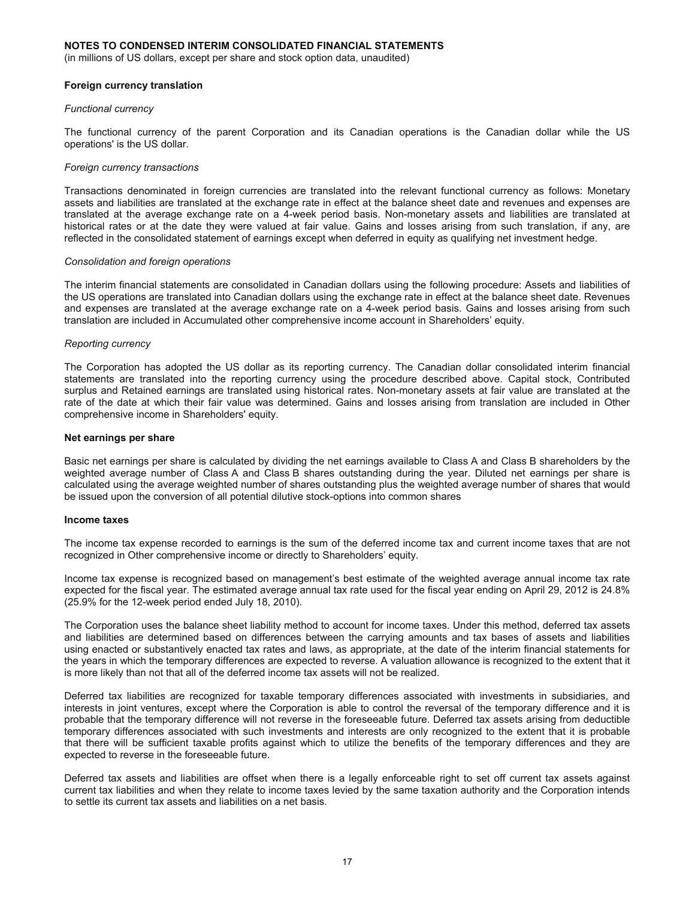**NOTES TO CONDENSED INTERIM CONSOLIDATED FINANCIAL STATEMENTS**

(in millions of US dollars, except per share and stock option data, unaudited)

**Foreign currency translation**

*Functional currency*

The functional currency of the parent Corporation and its Canadian operations is the Canadian dollar while the US operations' is the US dollar.

*Foreign currency transactions*

Transactions denominated in foreign currencies are translated into the relevant functional currency as follows: Monetary assets and liabilities are translated at the exchange rate in effect at the balance sheet date and revenues and expenses are translated at the average exchange rate on a 4-week period basis. Non-monetary assets and liabilities are translated at historical rates or at the date they were valued at fair value. Gains and losses arising from such translation, if any, are reflected in the consolidated statement of earnings except when deferred in equity as qualifying net investment hedge.

*Consolidation and foreign operations*

The interim financial statements are consolidated in Canadian dollars using the following procedure: Assets and liabilities of the US operations are translated into Canadian dollars using the exchange rate in effect at the balance sheet date. Revenues and expenses are translated at the average exchange rate on a 4-week period basis. Gains and losses arising from such translation are included in Accumulated other comprehensive income account in Shareholders' equity.

*Reporting currency*

The Corporation has adopted the US dollar as its reporting currency. The Canadian dollar consolidated interim financial statements are translated into the reporting currency using the procedure described above. Capital stock, Contributed surplus and Retained earnings are translated using historical rates. Non-monetary assets at fair value are translated at the rate of the date at which their fair value was determined. Gains and losses arising from translation are included in Other comprehensive income in Shareholders' equity.

**Net earnings per share**

Basic net earnings per share is calculated by dividing the net earnings available to Class A and Class B shareholders by the weighted average number of Class A and Class B shares outstanding during the year. Diluted net earnings per share is calculated using the average weighted number of shares outstanding plus the weighted average number of shares that would be issued upon the conversion of all potential dilutive stock-options into common shares

**Income taxes**

The income tax expense recorded to earnings is the sum of the deferred income tax and current income taxes that are not recognized in Other comprehensive income or directly to Shareholders' equity.

Income tax expense is recognized based on management's best estimate of the weighted average annual income tax rate expected for the fiscal year. The estimated average annual tax rate used for the fiscal year ending on April 29, 2012 is 24.8% (25.9% for the 12-week period ended July 18, 2010).

The Corporation uses the balance sheet liability method to account for income taxes. Under this method, deferred tax assets and liabilities are determined based on differences between the carrying amounts and tax bases of assets and liabilities using enacted or substantively enacted tax rates and laws, as appropriate, at the date of the interim financial statements for the years in which the temporary differences are expected to reverse. A valuation allowance is recognized to the extent that it is more likely than not that all of the deferred income tax assets will not be realized.

Deferred tax liabilities are recognized for taxable temporary differences associated with investments in subsidiaries, and interests in joint ventures, except where the Corporation is able to control the reversal of the temporary difference and it is probable that the temporary difference will not reverse in the foreseeable future. Deferred tax assets arising from deductible temporary differences associated with such investments and interests are only recognized to the extent that it is probable that there will be sufficient taxable profits against which to utilize the benefits of the temporary differences and they are expected to reverse in the foreseeable future.

Deferred tax assets and liabilities are offset when there is a legally enforceable right to set off current tax assets against current tax liabilities and when they relate to income taxes levied by the same taxation authority and the Corporation intends to settle its current tax assets and liabilities on a net basis.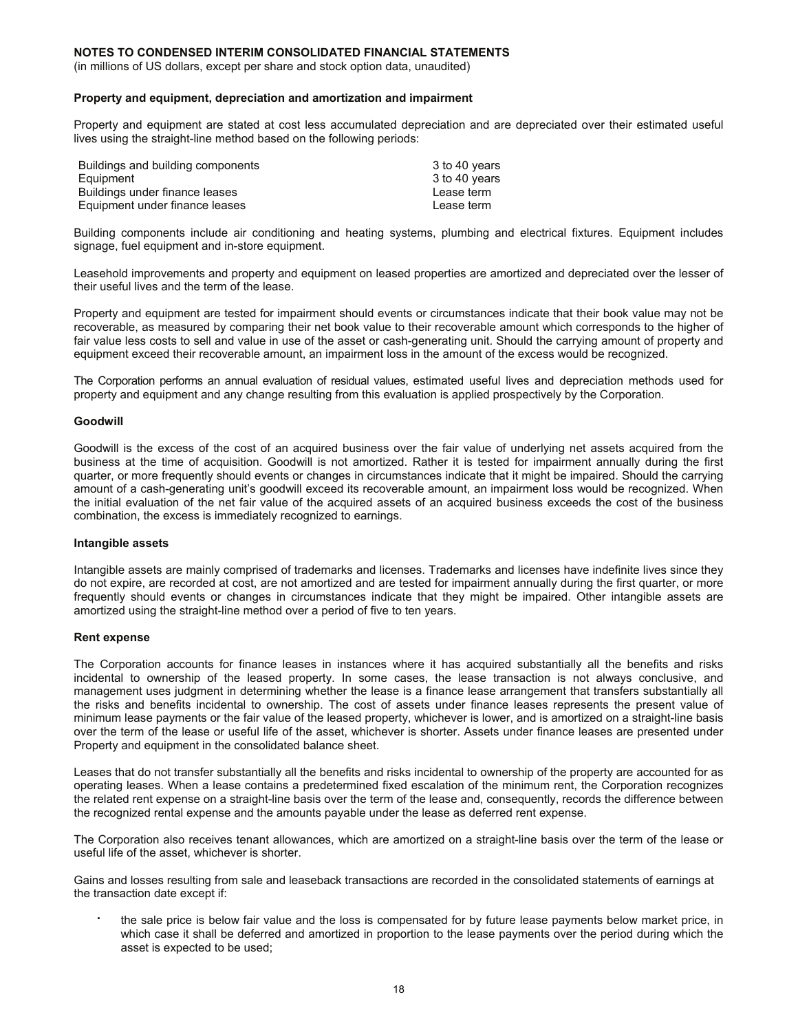**NOTES TO CONDENSED INTERIM CONSOLIDATED FINANCIAL STATEMENTS**
(in millions of US dollars, except per share and stock option data, unaudited)

**Property and equipment, depreciation and amortization and impairment**

Property and equipment are stated at cost less accumulated depreciation and are depreciated over their estimated useful lives using the straight-line method based on the following periods:

| | |
|---|---|
| Buildings and building components | 3 to 40 years |
| Equipment | 3 to 40 years |
| Buildings under finance leases | Lease term |
| Equipment under finance leases | Lease term |

Building components include air conditioning and heating systems, plumbing and electrical fixtures. Equipment includes signage, fuel equipment and in-store equipment.

Leasehold improvements and property and equipment on leased properties are amortized and depreciated over the lesser of their useful lives and the term of the lease.

Property and equipment are tested for impairment should events or circumstances indicate that their book value may not be recoverable, as measured by comparing their net book value to their recoverable amount which corresponds to the higher of fair value less costs to sell and value in use of the asset or cash-generating unit. Should the carrying amount of property and equipment exceed their recoverable amount, an impairment loss in the amount of the excess would be recognized.

The Corporation performs an annual evaluation of residual values, estimated useful lives and depreciation methods used for property and equipment and any change resulting from this evaluation is applied prospectively by the Corporation.

**Goodwill**

Goodwill is the excess of the cost of an acquired business over the fair value of underlying net assets acquired from the business at the time of acquisition. Goodwill is not amortized. Rather it is tested for impairment annually during the first quarter, or more frequently should events or changes in circumstances indicate that it might be impaired. Should the carrying amount of a cash-generating unit's goodwill exceed its recoverable amount, an impairment loss would be recognized. When the initial evaluation of the net fair value of the acquired assets of an acquired business exceeds the cost of the business combination, the excess is immediately recognized to earnings.

**Intangible assets**

Intangible assets are mainly comprised of trademarks and licenses. Trademarks and licenses have indefinite lives since they do not expire, are recorded at cost, are not amortized and are tested for impairment annually during the first quarter, or more frequently should events or changes in circumstances indicate that they might be impaired. Other intangible assets are amortized using the straight-line method over a period of five to ten years.

**Rent expense**

The Corporation accounts for finance leases in instances where it has acquired substantially all the benefits and risks incidental to ownership of the leased property. In some cases, the lease transaction is not always conclusive, and management uses judgment in determining whether the lease is a finance lease arrangement that transfers substantially all the risks and benefits incidental to ownership. The cost of assets under finance leases represents the present value of minimum lease payments or the fair value of the leased property, whichever is lower, and is amortized on a straight-line basis over the term of the lease or useful life of the asset, whichever is shorter. Assets under finance leases are presented under Property and equipment in the consolidated balance sheet.

Leases that do not transfer substantially all the benefits and risks incidental to ownership of the property are accounted for as operating leases. When a lease contains a predetermined fixed escalation of the minimum rent, the Corporation recognizes the related rent expense on a straight-line basis over the term of the lease and, consequently, records the difference between the recognized rental expense and the amounts payable under the lease as deferred rent expense.

The Corporation also receives tenant allowances, which are amortized on a straight-line basis over the term of the lease or useful life of the asset, whichever is shorter.

Gains and losses resulting from sale and leaseback transactions are recorded in the consolidated statements of earnings at the transaction date except if:

- the sale price is below fair value and the loss is compensated for by future lease payments below market price, in which case it shall be deferred and amortized in proportion to the lease payments over the period during which the asset is expected to be used;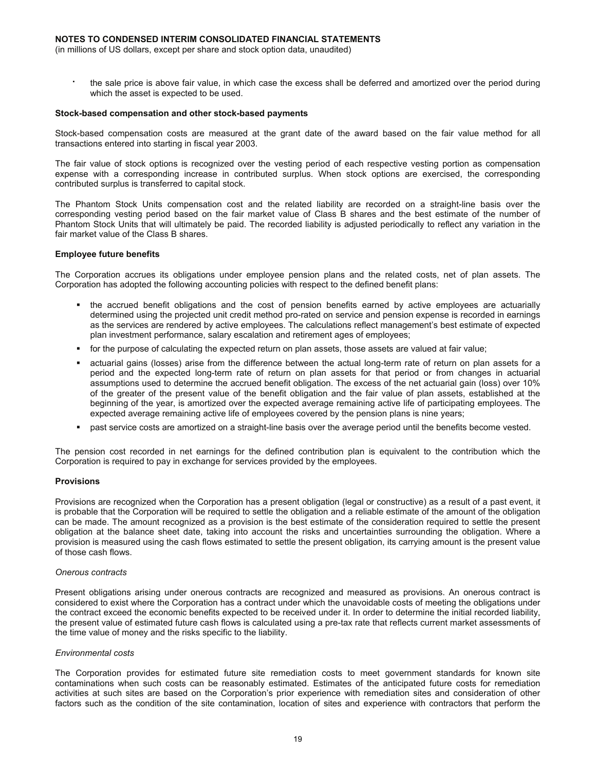- the sale price is above fair value, in which case the excess shall be deferred and amortized over the period during which the asset is expected to be used.

**Stock-based compensation and other stock-based payments**

Stock-based compensation costs are measured at the grant date of the award based on the fair value method for all transactions entered into starting in fiscal year 2003.

The fair value of stock options is recognized over the vesting period of each respective vesting portion as compensation expense with a corresponding increase in contributed surplus. When stock options are exercised, the corresponding contributed surplus is transferred to capital stock.

The Phantom Stock Units compensation cost and the related liability are recorded on a straight-line basis over the corresponding vesting period based on the fair market value of Class B shares and the best estimate of the number of Phantom Stock Units that will ultimately be paid. The recorded liability is adjusted periodically to reflect any variation in the fair market value of the Class B shares.

**Employee future benefits**

The Corporation accrues its obligations under employee pension plans and the related costs, net of plan assets. The Corporation has adopted the following accounting policies with respect to the defined benefit plans:

- the accrued benefit obligations and the cost of pension benefits earned by active employees are actuarially determined using the projected unit credit method pro-rated on service and pension expense is recorded in earnings as the services are rendered by active employees. The calculations reflect management's best estimate of expected plan investment performance, salary escalation and retirement ages of employees;
- for the purpose of calculating the expected return on plan assets, those assets are valued at fair value;
- actuarial gains (losses) arise from the difference between the actual long-term rate of return on plan assets for a period and the expected long-term rate of return on plan assets for that period or from changes in actuarial assumptions used to determine the accrued benefit obligation. The excess of the net actuarial gain (loss) over 10% of the greater of the present value of the benefit obligation and the fair value of plan assets, established at the beginning of the year, is amortized over the expected average remaining active life of participating employees. The expected average remaining active life of employees covered by the pension plans is nine years;
- past service costs are amortized on a straight-line basis over the average period until the benefits become vested.

The pension cost recorded in net earnings for the defined contribution plan is equivalent to the contribution which the Corporation is required to pay in exchange for services provided by the employees.

**Provisions**

Provisions are recognized when the Corporation has a present obligation (legal or constructive) as a result of a past event, it is probable that the Corporation will be required to settle the obligation and a reliable estimate of the amount of the obligation can be made. The amount recognized as a provision is the best estimate of the consideration required to settle the present obligation at the balance sheet date, taking into account the risks and uncertainties surrounding the obligation. Where a provision is measured using the cash flows estimated to settle the present obligation, its carrying amount is the present value of those cash flows.

*Onerous contracts*

Present obligations arising under onerous contracts are recognized and measured as provisions. An onerous contract is considered to exist where the Corporation has a contract under which the unavoidable costs of meeting the obligations under the contract exceed the economic benefits expected to be received under it. In order to determine the initial recorded liability, the present value of estimated future cash flows is calculated using a pre-tax rate that reflects current market assessments of the time value of money and the risks specific to the liability.

*Environmental costs*

The Corporation provides for estimated future site remediation costs to meet government standards for known site contaminations when such costs can be reasonably estimated. Estimates of the anticipated future costs for remediation activities at such sites are based on the Corporation's prior experience with remediation sites and consideration of other factors such as the condition of the site contamination, location of sites and experience with contractors that perform the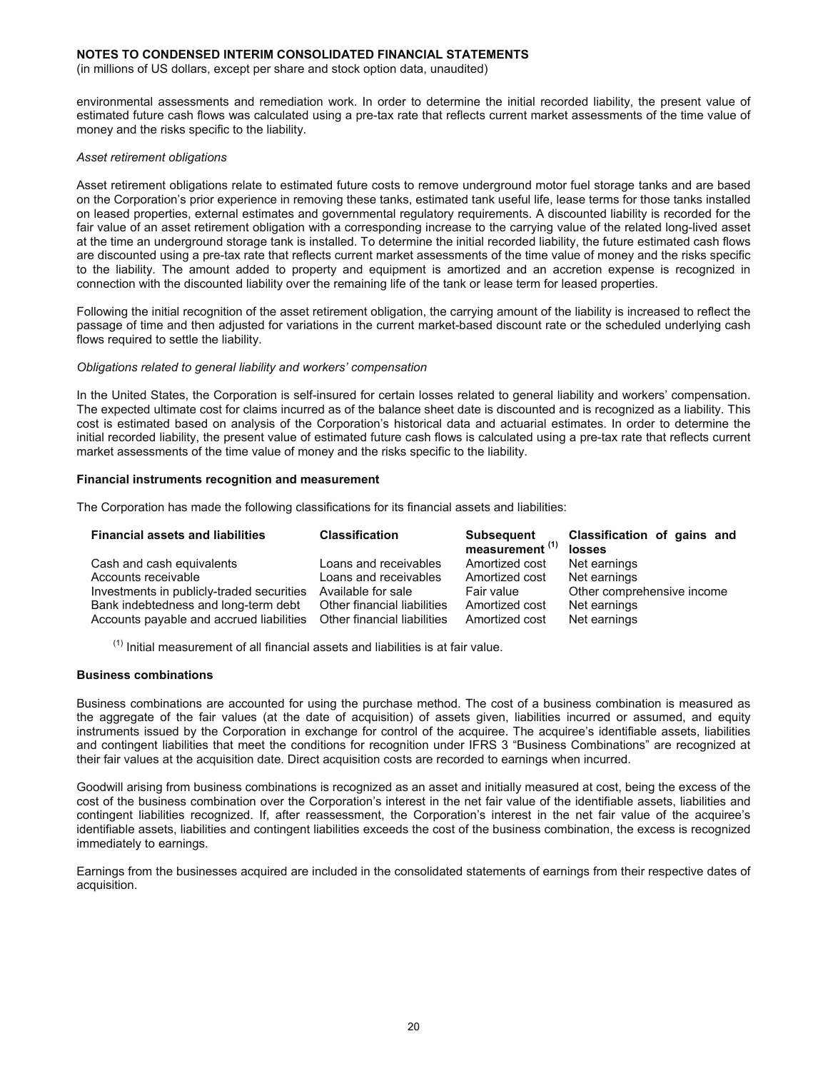environmental assessments and remediation work. In order to determine the initial recorded liability, the present value of estimated future cash flows was calculated using a pre-tax rate that reflects current market assessments of the time value of money and the risks specific to the liability.

*Asset retirement obligations*

Asset retirement obligations relate to estimated future costs to remove underground motor fuel storage tanks and are based on the Corporation's prior experience in removing these tanks, estimated tank useful life, lease terms for those tanks installed on leased properties, external estimates and governmental regulatory requirements. A discounted liability is recorded for the fair value of an asset retirement obligation with a corresponding increase to the carrying value of the related long-lived asset at the time an underground storage tank is installed. To determine the initial recorded liability, the future estimated cash flows are discounted using a pre-tax rate that reflects current market assessments of the time value of money and the risks specific to the liability. The amount added to property and equipment is amortized and an accretion expense is recognized in connection with the discounted liability over the remaining life of the tank or lease term for leased properties.

Following the initial recognition of the asset retirement obligation, the carrying amount of the liability is increased to reflect the passage of time and then adjusted for variations in the current market-based discount rate or the scheduled underlying cash flows required to settle the liability.

*Obligations related to general liability and workers' compensation*

In the United States, the Corporation is self-insured for certain losses related to general liability and workers' compensation. The expected ultimate cost for claims incurred as of the balance sheet date is discounted and is recognized as a liability. This cost is estimated based on analysis of the Corporation's historical data and actuarial estimates. In order to determine the initial recorded liability, the present value of estimated future cash flows is calculated using a pre-tax rate that reflects current market assessments of the time value of money and the risks specific to the liability.

**Financial instruments recognition and measurement**

The Corporation has made the following classifications for its financial assets and liabilities:

| Financial assets and liabilities | Classification | Subsequent measurement [(1)] | Classification of gains and losses |
|---|---|---|---|
| Cash and cash equivalents | Loans and receivables | Amortized cost | Net earnings |
| Accounts receivable | Loans and receivables | Amortized cost | Net earnings |
| Investments in publicly-traded securities | Available for sale | Fair value | Other comprehensive income |
| Bank indebtedness and long-term debt | Other financial liabilities | Amortized cost | Net earnings |
| Accounts payable and accrued liabilities | Other financial liabilities | Amortized cost | Net earnings |

[(1)] Initial measurement of all financial assets and liabilities is at fair value.

**Business combinations**

Business combinations are accounted for using the purchase method. The cost of a business combination is measured as the aggregate of the fair values (at the date of acquisition) of assets given, liabilities incurred or assumed, and equity instruments issued by the Corporation in exchange for control of the acquiree. The acquiree's identifiable assets, liabilities and contingent liabilities that meet the conditions for recognition under IFRS 3 "Business Combinations" are recognized at their fair values at the acquisition date. Direct acquisition costs are recorded to earnings when incurred.

Goodwill arising from business combinations is recognized as an asset and initially measured at cost, being the excess of the cost of the business combination over the Corporation's interest in the net fair value of the identifiable assets, liabilities and contingent liabilities recognized. If, after reassessment, the Corporation's interest in the net fair value of the acquiree's identifiable assets, liabilities and contingent liabilities exceeds the cost of the business combination, the excess is recognized immediately to earnings.

Earnings from the businesses acquired are included in the consolidated statements of earnings from their respective dates of acquisition.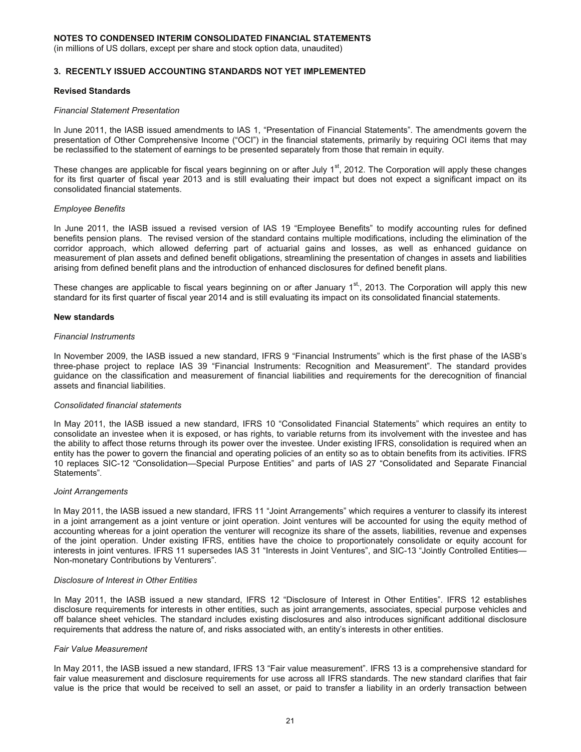**NOTES TO CONDENSED INTERIM CONSOLIDATED FINANCIAL STATEMENTS**

(in millions of US dollars, except per share and stock option data, unaudited)

## 3. RECENTLY ISSUED ACCOUNTING STANDARDS NOT YET IMPLEMENTED

### Revised Standards

*Financial Statement Presentation*

In June 2011, the IASB issued amendments to IAS 1, "Presentation of Financial Statements". The amendments govern the presentation of Other Comprehensive Income ("OCI") in the financial statements, primarily by requiring OCI items that may be reclassified to the statement of earnings to be presented separately from those that remain in equity.

These changes are applicable for fiscal years beginning on or after July 1st, 2012. The Corporation will apply these changes for its first quarter of fiscal year 2013 and is still evaluating their impact but does not expect a significant impact on its consolidated financial statements.

*Employee Benefits*

In June 2011, the IASB issued a revised version of IAS 19 "Employee Benefits" to modify accounting rules for defined benefits pension plans. The revised version of the standard contains multiple modifications, including the elimination of the corridor approach, which allowed deferring part of actuarial gains and losses, as well as enhanced guidance on measurement of plan assets and defined benefit obligations, streamlining the presentation of changes in assets and liabilities arising from defined benefit plans and the introduction of enhanced disclosures for defined benefit plans.

These changes are applicable to fiscal years beginning on or after January 1st, 2013. The Corporation will apply this new standard for its first quarter of fiscal year 2014 and is still evaluating its impact on its consolidated financial statements.

### New standards

*Financial Instruments*

In November 2009, the IASB issued a new standard, IFRS 9 "Financial Instruments" which is the first phase of the IASB's three-phase project to replace IAS 39 "Financial Instruments: Recognition and Measurement". The standard provides guidance on the classification and measurement of financial liabilities and requirements for the derecognition of financial assets and financial liabilities.

*Consolidated financial statements*

In May 2011, the IASB issued a new standard, IFRS 10 "Consolidated Financial Statements" which requires an entity to consolidate an investee when it is exposed, or has rights, to variable returns from its involvement with the investee and has the ability to affect those returns through its power over the investee. Under existing IFRS, consolidation is required when an entity has the power to govern the financial and operating policies of an entity so as to obtain benefits from its activities. IFRS 10 replaces SIC-12 "Consolidation—Special Purpose Entities" and parts of IAS 27 "Consolidated and Separate Financial Statements".

*Joint Arrangements*

In May 2011, the IASB issued a new standard, IFRS 11 "Joint Arrangements" which requires a venturer to classify its interest in a joint arrangement as a joint venture or joint operation. Joint ventures will be accounted for using the equity method of accounting whereas for a joint operation the venturer will recognize its share of the assets, liabilities, revenue and expenses of the joint operation. Under existing IFRS, entities have the choice to proportionately consolidate or equity account for interests in joint ventures. IFRS 11 supersedes IAS 31 "Interests in Joint Ventures", and SIC-13 "Jointly Controlled Entities—Non-monetary Contributions by Venturers".

*Disclosure of Interest in Other Entities*

In May 2011, the IASB issued a new standard, IFRS 12 "Disclosure of Interest in Other Entities". IFRS 12 establishes disclosure requirements for interests in other entities, such as joint arrangements, associates, special purpose vehicles and off balance sheet vehicles. The standard includes existing disclosures and also introduces significant additional disclosure requirements that address the nature of, and risks associated with, an entity's interests in other entities.

*Fair Value Measurement*

In May 2011, the IASB issued a new standard, IFRS 13 "Fair value measurement". IFRS 13 is a comprehensive standard for fair value measurement and disclosure requirements for use across all IFRS standards. The new standard clarifies that fair value is the price that would be received to sell an asset, or paid to transfer a liability in an orderly transaction between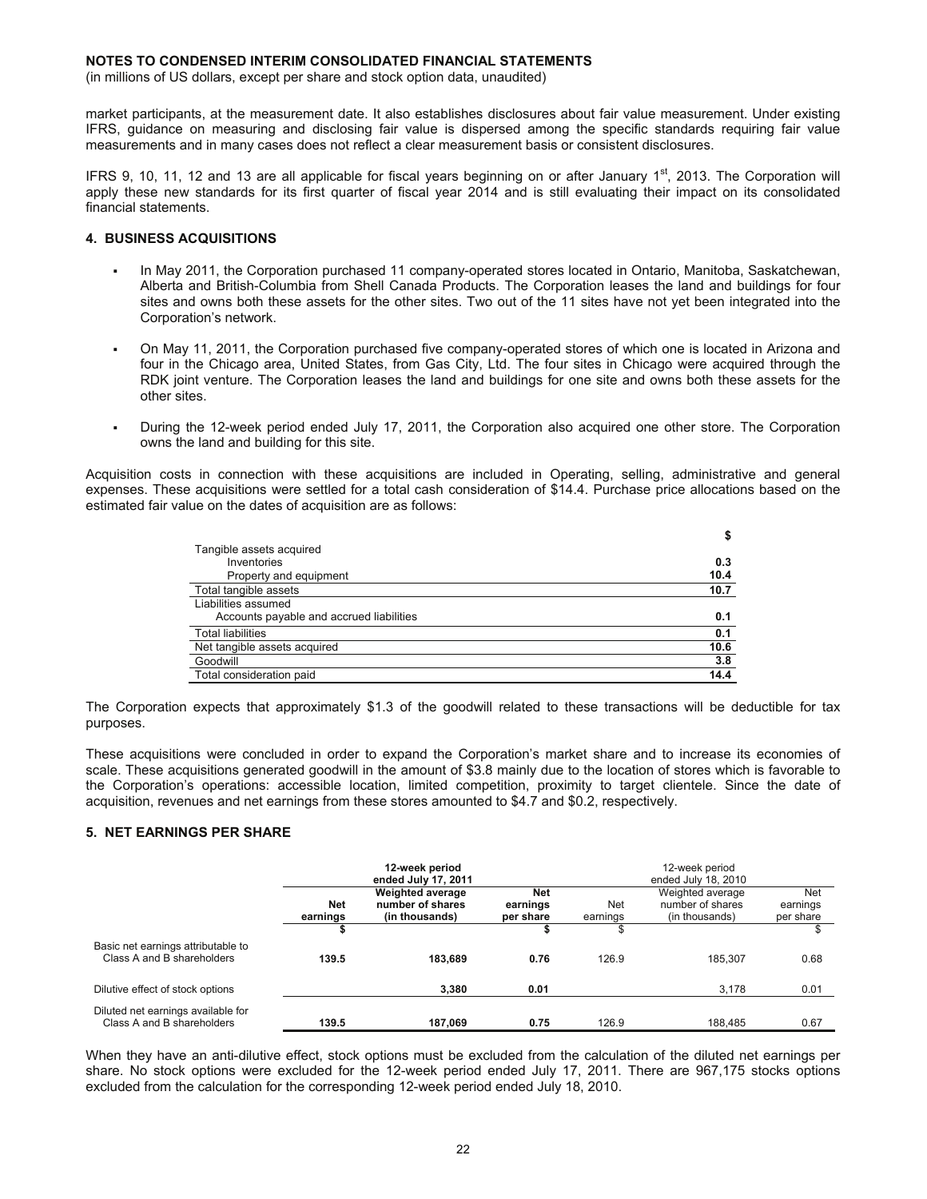**NOTES TO CONDENSED INTERIM CONSOLIDATED FINANCIAL STATEMENTS**

(in millions of US dollars, except per share and stock option data, unaudited)

market participants, at the measurement date. It also establishes disclosures about fair value measurement. Under existing IFRS, guidance on measuring and disclosing fair value is dispersed among the specific standards requiring fair value measurements and in many cases does not reflect a clear measurement basis or consistent disclosures.

IFRS 9, 10, 11, 12 and 13 are all applicable for fiscal years beginning on or after January 1st, 2013. The Corporation will apply these new standards for its first quarter of fiscal year 2014 and is still evaluating their impact on its consolidated financial statements.

## 4. BUSINESS ACQUISITIONS

- In May 2011, the Corporation purchased 11 company-operated stores located in Ontario, Manitoba, Saskatchewan, Alberta and British-Columbia from Shell Canada Products. The Corporation leases the land and buildings for four sites and owns both these assets for the other sites. Two out of the 11 sites have not yet been integrated into the Corporation's network.
- On May 11, 2011, the Corporation purchased five company-operated stores of which one is located in Arizona and four in the Chicago area, United States, from Gas City, Ltd. The four sites in Chicago were acquired through the RDK joint venture. The Corporation leases the land and buildings for one site and owns both these assets for the other sites.
- During the 12-week period ended July 17, 2011, the Corporation also acquired one other store. The Corporation owns the land and building for this site.

Acquisition costs in connection with these acquisitions are included in Operating, selling, administrative and general expenses. These acquisitions were settled for a total cash consideration of $14.4. Purchase price allocations based on the estimated fair value on the dates of acquisition are as follows:

| | $ |
|---|---|
| Tangible assets acquired | |
| Inventories | **0.3** |
| Property and equipment | **10.4** |
| Total tangible assets | **10.7** |
| Liabilities assumed | |
| Accounts payable and accrued liabilities | **0.1** |
| Total liabilities | **0.1** |
| Net tangible assets acquired | **10.6** |
| Goodwill | **3.8** |
| Total consideration paid | **14.4** |

The Corporation expects that approximately $1.3 of the goodwill related to these transactions will be deductible for tax purposes.

These acquisitions were concluded in order to expand the Corporation's market share and to increase its economies of scale. These acquisitions generated goodwill in the amount of $3.8 mainly due to the location of stores which is favorable to the Corporation's operations: accessible location, limited competition, proximity to target clientele. Since the date of acquisition, revenues and net earnings from these stores amounted to $4.7 and $0.2, respectively.

## 5. NET EARNINGS PER SHARE

| | **12-week period ended July 17, 2011** | | | 12-week period ended July 18, 2010 | | |
|---|---|---|---|---|---|---|
| | **Net earnings** | **Weighted average number of shares (in thousands)** | **Net earnings per share** | Net earnings | Weighted average number of shares (in thousands) | Net earnings per share |
| | **$** | | **$** | $ | | $ |
| Basic net earnings attributable to Class A and B shareholders | **139.5** | **183,689** | **0.76** | 126.9 | 185,307 | 0.68 |
| Dilutive effect of stock options | | **3,380** | **0.01** | | 3,178 | 0.01 |
| Diluted net earnings available for Class A and B shareholders | **139.5** | **187,069** | **0.75** | 126.9 | 188,485 | 0.67 |

When they have an anti-dilutive effect, stock options must be excluded from the calculation of the diluted net earnings per share. No stock options were excluded for the 12-week period ended July 17, 2011. There are 967,175 stocks options excluded from the calculation for the corresponding 12-week period ended July 18, 2010.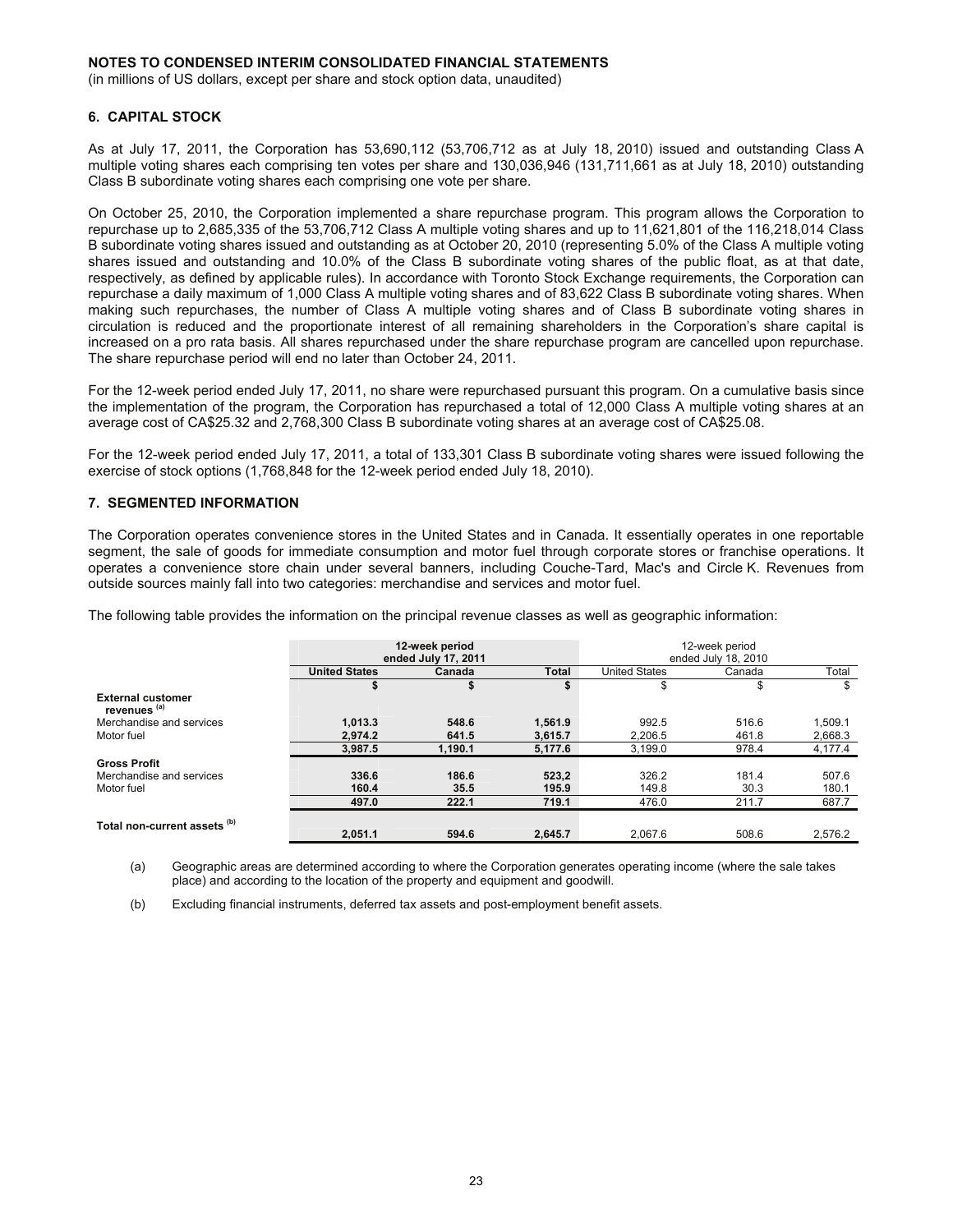**NOTES TO CONDENSED INTERIM CONSOLIDATED FINANCIAL STATEMENTS**

(in millions of US dollars, except per share and stock option data, unaudited)

## 6. CAPITAL STOCK

As at July 17, 2011, the Corporation has 53,690,112 (53,706,712 as at July 18, 2010) issued and outstanding Class A multiple voting shares each comprising ten votes per share and 130,036,946 (131,711,661 as at July 18, 2010) outstanding Class B subordinate voting shares each comprising one vote per share.

On October 25, 2010, the Corporation implemented a share repurchase program. This program allows the Corporation to repurchase up to 2,685,335 of the 53,706,712 Class A multiple voting shares and up to 11,621,801 of the 116,218,014 Class B subordinate voting shares issued and outstanding as at October 20, 2010 (representing 5.0% of the Class A multiple voting shares issued and outstanding and 10.0% of the Class B subordinate voting shares of the public float, as at that date, respectively, as defined by applicable rules). In accordance with Toronto Stock Exchange requirements, the Corporation can repurchase a daily maximum of 1,000 Class A multiple voting shares and of 83,622 Class B subordinate voting shares. When making such repurchases, the number of Class A multiple voting shares and of Class B subordinate voting shares in circulation is reduced and the proportionate interest of all remaining shareholders in the Corporation's share capital is increased on a pro rata basis. All shares repurchased under the share repurchase program are cancelled upon repurchase. The share repurchase period will end no later than October 24, 2011.

For the 12-week period ended July 17, 2011, no share were repurchased pursuant this program. On a cumulative basis since the implementation of the program, the Corporation has repurchased a total of 12,000 Class A multiple voting shares at an average cost of CA$25.32 and 2,768,300 Class B subordinate voting shares at an average cost of CA$25.08.

For the 12-week period ended July 17, 2011, a total of 133,301 Class B subordinate voting shares were issued following the exercise of stock options (1,768,848 for the 12-week period ended July 18, 2010).

## 7. SEGMENTED INFORMATION

The Corporation operates convenience stores in the United States and in Canada. It essentially operates in one reportable segment, the sale of goods for immediate consumption and motor fuel through corporate stores or franchise operations. It operates a convenience store chain under several banners, including Couche-Tard, Mac's and Circle K. Revenues from outside sources mainly fall into two categories: merchandise and services and motor fuel.

The following table provides the information on the principal revenue classes as well as geographic information:

| | **12-week period ended July 17, 2011** | | | 12-week period ended July 18, 2010 | | |
|---|---|---|---|---|---|---|
| | **United States** | **Canada** | **Total** | United States | Canada | Total |
| | **$** | **$** | **$** | $ | $ | $ |
| **External customer revenues [(a)]** | | | | | | |
| Merchandise and services | **1,013.3** | **548.6** | **1,561.9** | 992.5 | 516.6 | 1,509.1 |
| Motor fuel | **2,974.2** | **641.5** | **3,615.7** | 2,206.5 | 461.8 | 2,668.3 |
| | **3,987.5** | **1,190.1** | **5,177.6** | 3,199.0 | 978.4 | 4,177.4 |
| **Gross Profit** | | | | | | |
| Merchandise and services | **336.6** | **186.6** | **523,2** | 326.2 | 181.4 | 507.6 |
| Motor fuel | **160.4** | **35.5** | **195.9** | 149.8 | 30.3 | 180.1 |
| | **497.0** | **222.1** | **719.1** | 476.0 | 211.7 | 687.7 |
| **Total non-current assets [(b)]** | **2,051.1** | **594.6** | **2,645.7** | 2,067.6 | 508.6 | 2,576.2 |

(a) Geographic areas are determined according to where the Corporation generates operating income (where the sale takes place) and according to the location of the property and equipment and goodwill.

(b) Excluding financial instruments, deferred tax assets and post-employment benefit assets.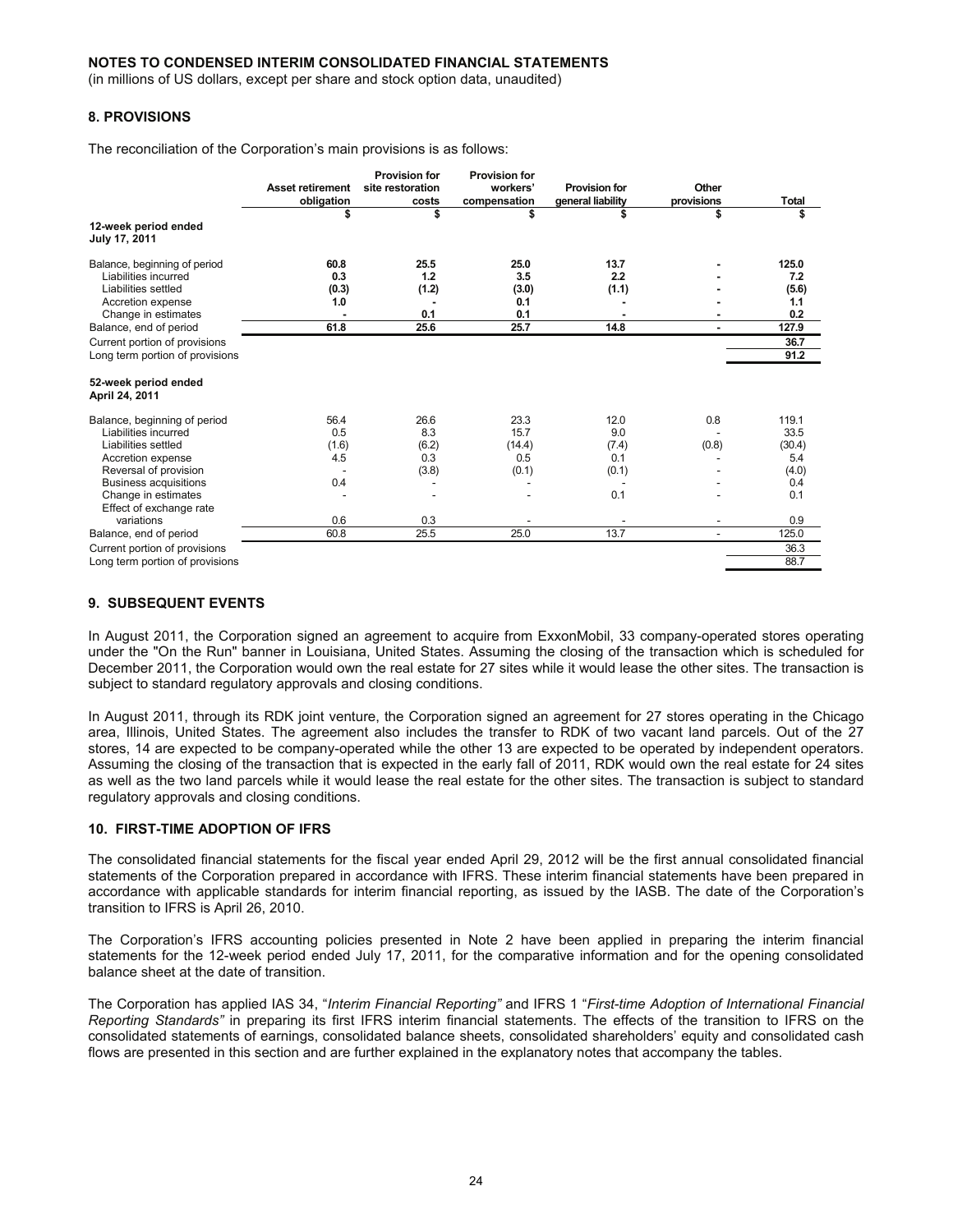**NOTES TO CONDENSED INTERIM CONSOLIDATED FINANCIAL STATEMENTS**
(in millions of US dollars, except per share and stock option data, unaudited)

## 8. PROVISIONS

The reconciliation of the Corporation's main provisions is as follows:

| | Asset retirement obligation | Provision for site restoration costs | Provision for workers' compensation | Provision for general liability | Other provisions | Total |
|---|---|---|---|---|---|---|
| | $ | $ | $ | $ | $ | $ |
| **12-week period ended July 17, 2011** | | | | | | |
| Balance, beginning of period | **60.8** | **25.5** | **25.0** | **13.7** | **-** | **125.0** |
| Liabilities incurred | **0.3** | **1.2** | **3.5** | **2.2** | **-** | **7.2** |
| Liabilities settled | **(0.3)** | **(1.2)** | **(3.0)** | **(1.1)** | **-** | **(5.6)** |
| Accretion expense | **1.0** | **-** | **0.1** | **-** | **-** | **1.1** |
| Change in estimates | **-** | **0.1** | **0.1** | **-** | **-** | **0.2** |
| Balance, end of period | **61.8** | **25.6** | **25.7** | **14.8** | **-** | **127.9** |
| Current portion of provisions | | | | | | **36.7** |
| Long term portion of provisions | | | | | | **91.2** |
| **52-week period ended April 24, 2011** | | | | | | |
| Balance, beginning of period | 56.4 | 26.6 | 23.3 | 12.0 | 0.8 | 119.1 |
| Liabilities incurred | 0.5 | 8.3 | 15.7 | 9.0 | - | 33.5 |
| Liabilities settled | (1.6) | (6.2) | (14.4) | (7.4) | (0.8) | (30.4) |
| Accretion expense | 4.5 | 0.3 | 0.5 | 0.1 | - | 5.4 |
| Reversal of provision | - | (3.8) | (0.1) | (0.1) | - | (4.0) |
| Business acquisitions | 0.4 | - | - | - | - | 0.4 |
| Change in estimates | - | - | - | 0.1 | - | 0.1 |
| Effect of exchange rate variations | 0.6 | 0.3 | - | - | - | 0.9 |
| Balance, end of period | 60.8 | 25.5 | 25.0 | 13.7 | - | 125.0 |
| Current portion of provisions | | | | | | 36.3 |
| Long term portion of provisions | | | | | | 88.7 |

## 9. SUBSEQUENT EVENTS

In August 2011, the Corporation signed an agreement to acquire from ExxonMobil, 33 company-operated stores operating under the "On the Run" banner in Louisiana, United States. Assuming the closing of the transaction which is scheduled for December 2011, the Corporation would own the real estate for 27 sites while it would lease the other sites. The transaction is subject to standard regulatory approvals and closing conditions.

In August 2011, through its RDK joint venture, the Corporation signed an agreement for 27 stores operating in the Chicago area, Illinois, United States. The agreement also includes the transfer to RDK of two vacant land parcels. Out of the 27 stores, 14 are expected to be company-operated while the other 13 are expected to be operated by independent operators. Assuming the closing of the transaction that is expected in the early fall of 2011, RDK would own the real estate for 24 sites as well as the two land parcels while it would lease the real estate for the other sites. The transaction is subject to standard regulatory approvals and closing conditions.

## 10. FIRST-TIME ADOPTION OF IFRS

The consolidated financial statements for the fiscal year ended April 29, 2012 will be the first annual consolidated financial statements of the Corporation prepared in accordance with IFRS. These interim financial statements have been prepared in accordance with applicable standards for interim financial reporting, as issued by the IASB. The date of the Corporation's transition to IFRS is April 26, 2010.

The Corporation's IFRS accounting policies presented in Note 2 have been applied in preparing the interim financial statements for the 12-week period ended July 17, 2011, for the comparative information and for the opening consolidated balance sheet at the date of transition.

The Corporation has applied IAS 34, "*Interim Financial Reporting"* and IFRS 1 "*First-time Adoption of International Financial Reporting Standards"* in preparing its first IFRS interim financial statements. The effects of the transition to IFRS on the consolidated statements of earnings, consolidated balance sheets, consolidated shareholders' equity and consolidated cash flows are presented in this section and are further explained in the explanatory notes that accompany the tables.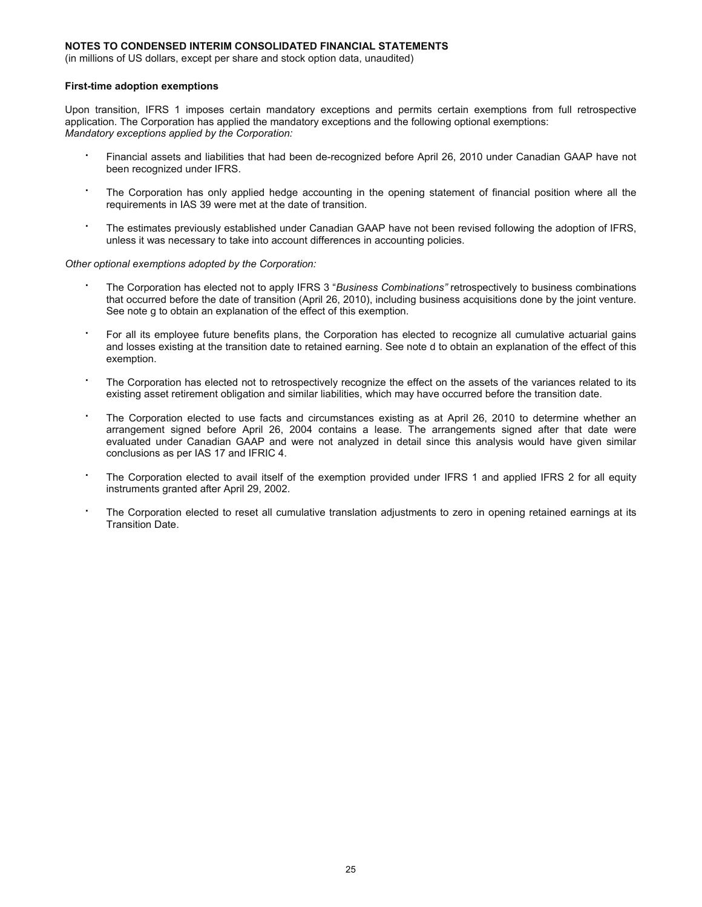**NOTES TO CONDENSED INTERIM CONSOLIDATED FINANCIAL STATEMENTS**
(in millions of US dollars, except per share and stock option data, unaudited)

**First-time adoption exemptions**

Upon transition, IFRS 1 imposes certain mandatory exceptions and permits certain exemptions from full retrospective application. The Corporation has applied the mandatory exceptions and the following optional exemptions:
*Mandatory exceptions applied by the Corporation:*

- Financial assets and liabilities that had been de-recognized before April 26, 2010 under Canadian GAAP have not been recognized under IFRS.
- The Corporation has only applied hedge accounting in the opening statement of financial position where all the requirements in IAS 39 were met at the date of transition.
- The estimates previously established under Canadian GAAP have not been revised following the adoption of IFRS, unless it was necessary to take into account differences in accounting policies.

*Other optional exemptions adopted by the Corporation:*

- The Corporation has elected not to apply IFRS 3 "*Business Combinations"* retrospectively to business combinations that occurred before the date of transition (April 26, 2010), including business acquisitions done by the joint venture. See note g to obtain an explanation of the effect of this exemption.
- For all its employee future benefits plans, the Corporation has elected to recognize all cumulative actuarial gains and losses existing at the transition date to retained earning. See note d to obtain an explanation of the effect of this exemption.
- The Corporation has elected not to retrospectively recognize the effect on the assets of the variances related to its existing asset retirement obligation and similar liabilities, which may have occurred before the transition date.
- The Corporation elected to use facts and circumstances existing as at April 26, 2010 to determine whether an arrangement signed before April 26, 2004 contains a lease. The arrangements signed after that date were evaluated under Canadian GAAP and were not analyzed in detail since this analysis would have given similar conclusions as per IAS 17 and IFRIC 4.
- The Corporation elected to avail itself of the exemption provided under IFRS 1 and applied IFRS 2 for all equity instruments granted after April 29, 2002.
- The Corporation elected to reset all cumulative translation adjustments to zero in opening retained earnings at its Transition Date.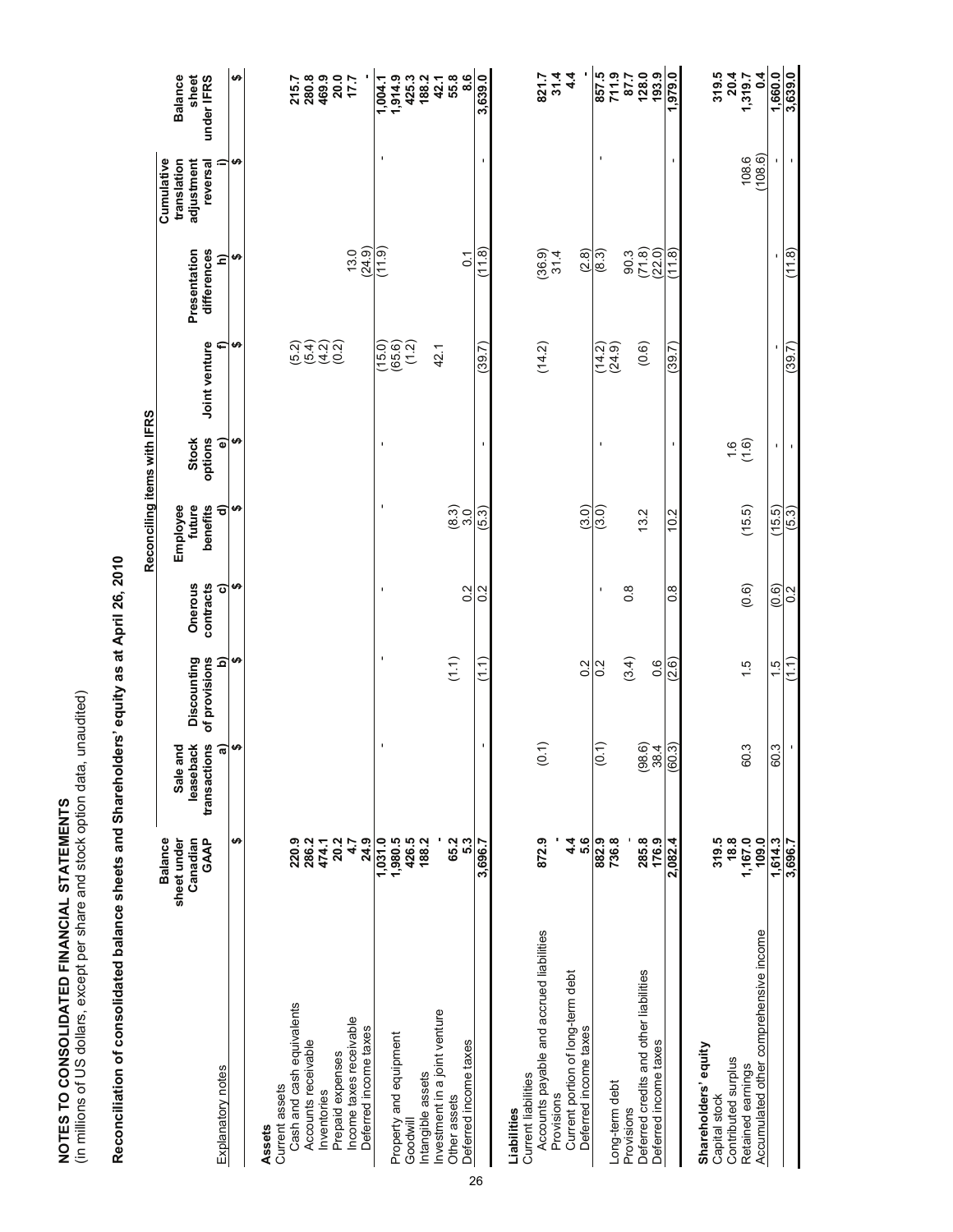**NOTES TO CONSOLIDATED FINANCIAL STATEMENTS**
(in millions of US dollars, except per share and stock option data, unaudited)

**Reconciliation of consolidated balance sheets and Shareholders' equity as at April 26, 2010**

| | Balance sheet under Canadian GAAP | Reconciling items with IFRS | | | | | | | | Balance sheet under IFRS |
|---|---|---|---|---|---|---|---|---|---|---|
| | | Sale and leaseback transactions | Discounting of provisions | Onerous contracts | Employee future benefits | Stock options | Joint venture | Presentation differences | Cumulative translation adjustment reversal | |
| Explanatory notes | | a) | b) | c) | d) | e) | f) | h) | i) | |
| | $ | $ | $ | $ | $ | $ | $ | $ | $ | $ |
| **Assets** | | | | | | | | | | |
| Current assets | | | | | | | | | | |
| Cash and cash equivalents | **220.9** | | | | | | (5.2) | | | **215.7** |
| Accounts receivable | **286.2** | | | | | | (5.4) | | | **280.8** |
| Inventories | **474.1** | | | | | | (4.2) | | | **469.9** |
| Prepaid expenses | **20.2** | | | | | | (0.2) | | | **20.0** |
| Income taxes receivable | **4.7** | | | | | | | 13.0 | | **17.7** |
| Deferred income taxes | **24.9** | | | | | | | (24.9) | | **-** |
| | **1,031.0** | - | - | - | - | - | (15.0) | (11.9) | - | **1,004.1** |
| Property and equipment | **1,980.5** | | | | | | (65.6) | | | **1,914.9** |
| Goodwill | **426.5** | | | | | | (1.2) | | | **425.3** |
| Intangible assets | **188.2** | | | | | | | | | **188.2** |
| Investment in a joint venture | **-** | | | | | | 42.1 | | | **42.1** |
| Other assets | **65.2** | | (1.1) | 0.2 | (8.3) | | | | | **55.8** |
| Deferred income taxes | **5.3** | | | | 3.0 | | | 0.1 | | **8.6** |
| | **3,696.7** | - | (1.1) | 0.2 | (5.3) | - | (39.7) | (11.8) | - | **3,639.0** |
| **Liabilities** | | | | | | | | | | |
| Current liabilities | | | | | | | | | | |
| Accounts payable and accrued liabilities | **872.9** | (0.1) | | | | | (14.2) | (36.9) | | **821.7** |
| Provisions | **-** | | | | | | | 31.4 | | **31.4** |
| Current portion of long-term debt | **4.4** | | | | | | | | | **4.4** |
| Deferred income taxes | **5.6** | | 0.2 | | (3.0) | | | (2.8) | | **-** |
| | **882.9** | (0.1) | 0.2 | - | (3.0) | - | (14.2) | (8.3) | - | **857.5** |
| Long-term debt | **736.8** | | | | | | (24.9) | | | **711.9** |
| Provisions | **-** | | (3.4) | 0.8 | | | | 90.3 | | **87.7** |
| Deferred credits and other liabilities | **285.8** | (98.6) | | | 13.2 | | (0.6) | (71.8) | | **128.0** |
| Deferred income taxes | **176.9** | 38.4 | 0.6 | | | | | (22.0) | | **193.9** |
| | **2,082.4** | (60.3) | (2.6) | 0.8 | 10.2 | - | (39.7) | (11.8) | - | **1,979.0** |
| **Shareholders' equity** | | | | | | | | | | |
| Capital stock | **319.5** | | | | | | | | | **319.5** |
| Contributed surplus | **18.8** | | | | | 1.6 | | | | **20.4** |
| Retained earnings | **1,167.0** | 60.3 | 1.5 | (0.6) | (15.5) | (1.6) | | | 108.6 | **1,319.7** |
| Accumulated other comprehensive income | **109.0** | | | | | | | | (108.6) | **0.4** |
| | **1,614.3** | 60.3 | 1.5 | (0.6) | (15.5) | - | - | - | - | **1,660.0** |
| | **3,696.7** | - | (1.1) | 0.2 | (5.3) | - | (39.7) | (11.8) | - | **3,639.0** |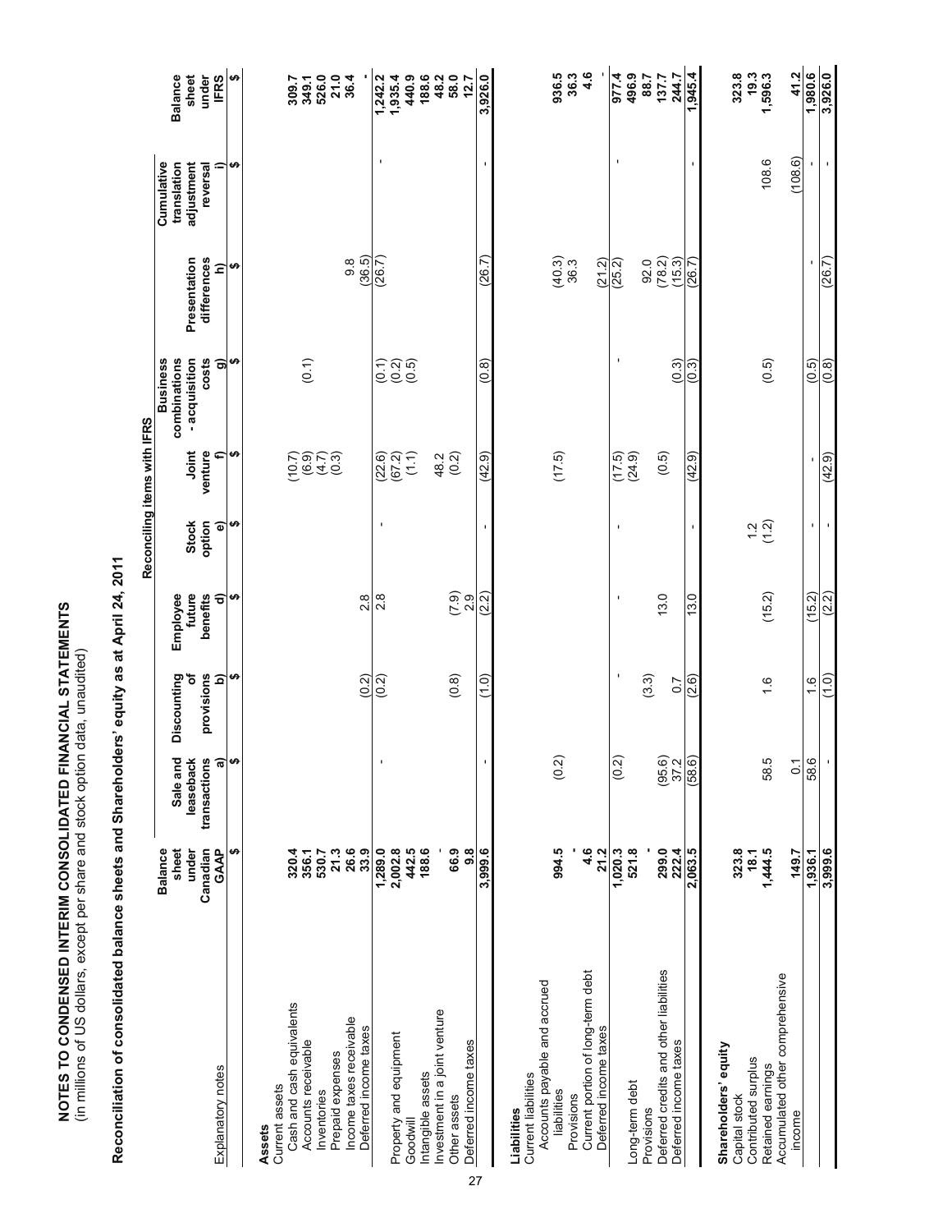**NOTES TO CONDENSED INTERIM CONSOLIDATED FINANCIAL STATEMENTS**
(in millions of US dollars, except per share and stock option data, unaudited)

**Reconciliation of consolidated balance sheets and Shareholders' equity as at April 24, 2011**

| | Balance sheet under Canadian GAAP | Reconciling items with IFRS | | | | | | | | Balance sheet under IFRS |
|---|---|---|---|---|---|---|---|---|---|---|
| | | Sale and leaseback transactions | Discounting of provisions | Employee future benefits | Stock option | Joint venture | Business combinations - acquisition costs | Presentation differences | Cumulative translation adjustment reversal | |
| Explanatory notes | | a) | b) | d) | e) | f) | g) | h) | i) | |
| | $ | $ | $ | $ | $ | $ | $ | $ | $ | $ |
| **Assets** | | | | | | | | | | |
| Current assets | | | | | | | | | | |
| Cash and cash equivalents | 320.4 | | | | | (10.7) | | | | 309.7 |
| Accounts receivable | 356.1 | | | | | (6.9) | (0.1) | | | 349.1 |
| Inventories | 530.7 | | | | | (4.7) | | | | 526.0 |
| Prepaid expenses | 21.3 | | | | | (0.3) | | | | 21.0 |
| Income taxes receivable | 26.6 | | | | | | | 9.8 | | 36.4 |
| Deferred income taxes | 33.9 | | (0.2) | 2.8 | | | | (36.5) | | - |
| | 1,289.0 | - | (0.2) | 2.8 | - | (22.6) | (0.1) | (26.7) | - | 1,242.2 |
| Property and equipment | 2,002.8 | | | | | (67.2) | (0.2) | | | 1,935.4 |
| Goodwill | 442.5 | | | | | (1.1) | (0.5) | | | 440.9 |
| Intangible assets | 188.6 | | | | | | | | | 188.6 |
| Investment in a joint venture | - | | | | | 48.2 | | | | 48.2 |
| Other assets | 66.9 | | (0.8) | (7.9) | | (0.2) | | | | 58.0 |
| Deferred income taxes | 9.8 | | | 2.9 | | | | | | 12.7 |
| | 3,999.6 | - | (1.0) | (2.2) | - | (42.9) | (0.8) | (26.7) | - | 3,926.0 |
| **Liabilities** | | | | | | | | | | |
| Current liabilities | | | | | | | | | | |
| Accounts payable and accrued liabilities | 994.5 | (0.2) | | | | (17.5) | | (40.3) | | 936.5 |
| Provisions | - | | | | | | | 36.3 | | 36.3 |
| Current portion of long-term debt | 4.6 | | | | | | | | | 4.6 |
| Deferred income taxes | 21.2 | | | | | | | (21.2) | | - |
| | 1,020.3 | (0.2) | - | - | - | (17.5) | - | (25.2) | - | 977.4 |
| Long-term debt | 521.8 | | | | | (24.9) | | | | 496.9 |
| Provisions | - | | (3.3) | | | | | 92.0 | | 88.7 |
| Deferred credits and other liabilities | 299.0 | (95.6) | | 13.0 | | (0.5) | | (78.2) | | 137.7 |
| Deferred income taxes | 222.4 | 37.2 | 0.7 | | | | (0.3) | (15.3) | | 244.7 |
| | 2,063.5 | (58.6) | (2.6) | 13.0 | - | (42.9) | (0.3) | (26.7) | - | 1,945.4 |
| **Shareholders' equity** | | | | | | | | | | |
| Capital stock | 323.8 | | | | | | | | | 323.8 |
| Contributed surplus | 18.1 | | | | 1.2 | | | | | 19.3 |
| Retained earnings | 1,444.5 | 58.5 | 1.6 | (15.2) | (1.2) | | (0.5) | | 108.6 | 1,596.3 |
| Accumulated other comprehensive income | 149.7 | 0.1 | | | | | | | (108.6) | 41.2 |
| | 1,936.1 | 58.6 | 1.6 | (15.2) | - | - | (0.5) | - | - | 1,980.6 |
| | 3,999.6 | - | (1.0) | (2.2) | - | (42.9) | (0.8) | (26.7) | - | 3,926.0 |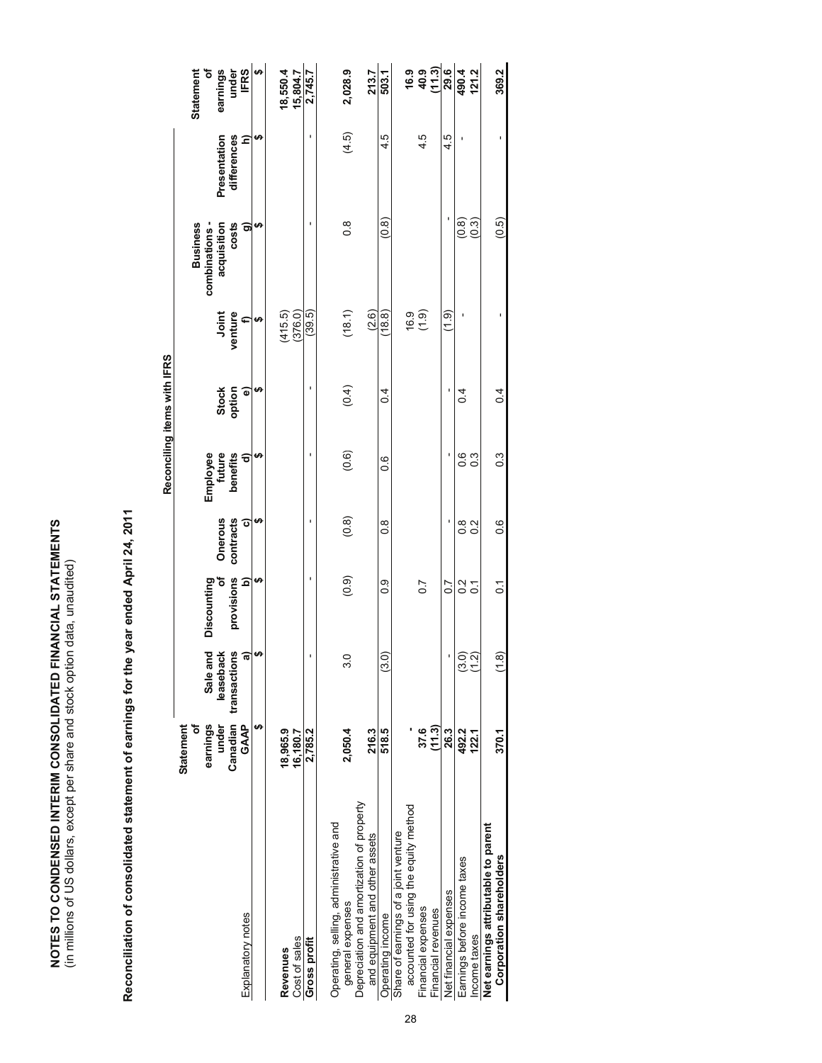**NOTES TO CONDENSED INTERIM CONSOLIDATED FINANCIAL STATEMENTS**
(in millions of US dollars, except per share and stock option data, unaudited)

**Reconciliation of consolidated statement of earnings for the year ended April 24, 2011**

| | | Reconciling items with IFRS | | | | | | | | |
|---|---|---|---|---|---|---|---|---|---|---|
| Explanatory notes | Statement of earnings under Canadian GAAP | Sale and leaseback transactions a) | Discounting of provisions b) | Onerous contracts c) | Employee future benefits d) | Stock option e) | Joint venture f) | Business combinations - acquisition costs g) | Presentation differences h) | Statement of earnings under IFRS |
| | $ | $ | $ | $ | $ | $ | $ | $ | $ | $ |
| **Revenues** | 18,965.9 | | | | | | (415.5) | | | 18,550.4 |
| Cost of sales | 16,180.7 | | | | | | (376.0) | | | 15,804.7 |
| **Gross profit** | 2,785.2 | - | - | - | - | - | (39.5) | - | - | 2,745.7 |
| Operating, selling, administrative and general expenses | 2,050.4 | 3.0 | (0.9) | (0.8) | (0.6) | (0.4) | (18.1) | 0.8 | (4.5) | 2,028.9 |
| Depreciation and amortization of property and equipment and other assets | 216.3 | | | | | | (2.6) | | | 213.7 |
| Operating income | 518.5 | (3.0) | 0.9 | 0.8 | 0.6 | 0.4 | (18.8) | (0.8) | 4.5 | 503.1 |
| Share of earnings of a joint venture accounted for using the equity method | - | | | | | | 16.9 | | | 16.9 |
| Financial expenses | 37.6 | | 0.7 | | | | (1.9) | | 4.5 | 40.9 |
| Financial revenues | (11.3) | | | | | | | | | (11.3) |
| Net financial expenses | 26.3 | - | 0.7 | - | - | - | (1.9) | - | 4.5 | 29.6 |
| Earnings before income taxes | 492.2 | (3.0) | 0.2 | 0.8 | 0.6 | 0.4 | - | (0.8) | - | 490.4 |
| Income taxes | 122.1 | (1.2) | 0.1 | 0.2 | 0.3 | | | (0.3) | | 121.2 |
| **Net earnings attributable to parent Corporation shareholders** | 370.1 | (1.8) | 0.1 | 0.6 | 0.3 | 0.4 | - | (0.5) | - | 369.2 |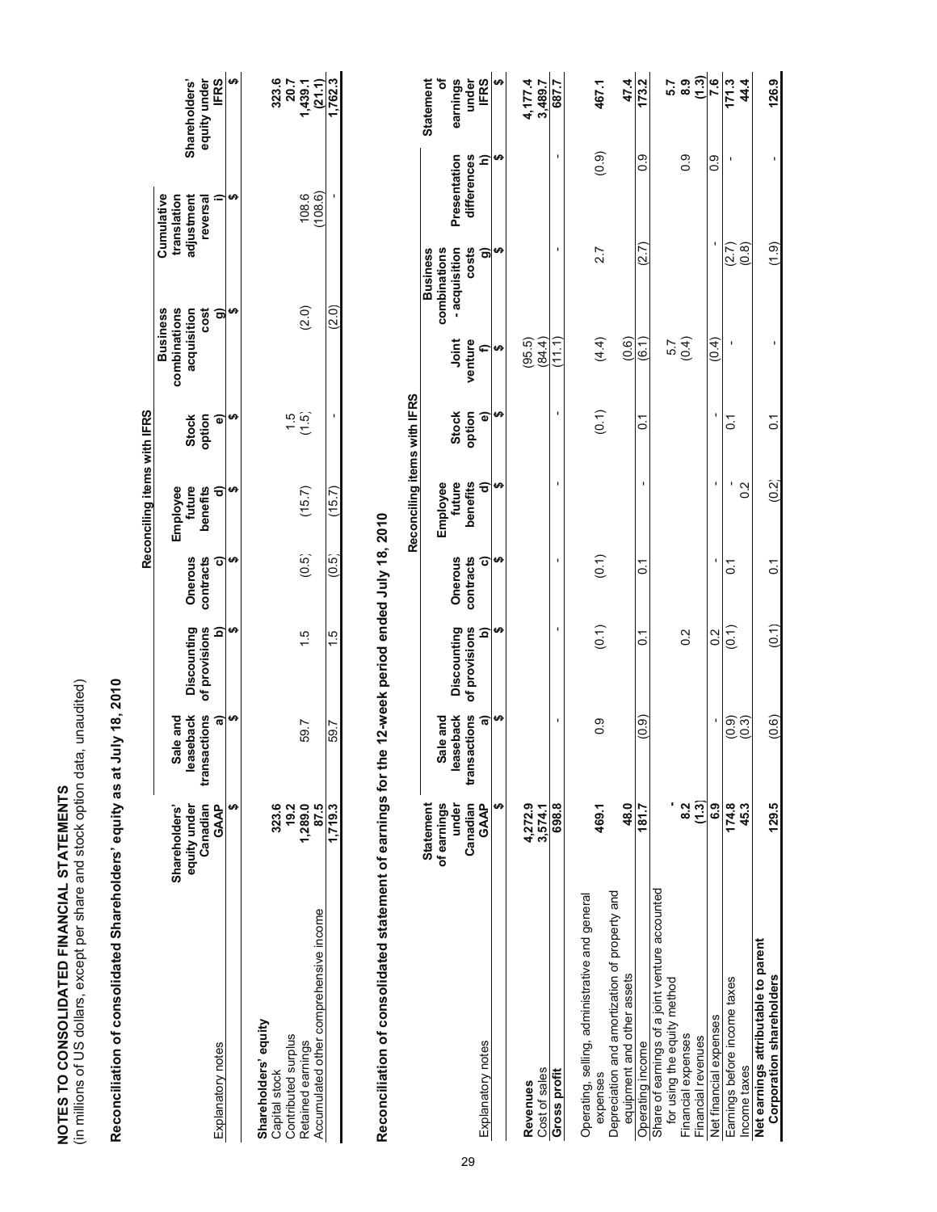**NOTES TO CONSOLIDATED FINANCIAL STATEMENTS**
(in millions of US dollars, except per share and stock option data, unaudited)

**Reconciliation of consolidated Shareholders' equity as at July 18, 2010**

| Explanatory notes | Shareholders' equity under Canadian GAAP | Sale and leaseback transactions a) | Discounting of provisions b) | Onerous contracts c) | Employee future benefits d) | Stock option e) | Business combinations acquisition cost g) | Cumulative translation adjustment reversal i) | Shareholders' equity under IFRS |
|---|---|---|---|---|---|---|---|---|---|
| | | Reconciling items with IFRS | | | | | | | |
| | $ | $ | $ | $ | $ | $ | $ | $ | $ |
| **Shareholders' equity** | | | | | | | | | |
| Capital stock | 323.6 | | | | | | | | 323.6 |
| Contributed surplus | 19.2 | | | | | 1.5 | | | 20.7 |
| Retained earnings | 1,289.0 | 59.7 | 1.5 | (0.5) | (15.7) | (1.5) | (2.0) | 108.6 | 1,439.1 |
| Accumulated other comprehensive income | 87.5 | | | | | | | (108.6) | (21.1) |
| | 1,719.3 | 59.7 | 1.5 | (0.5) | (15.7) | - | (2.0) | - | 1,762.3 |

**Reconciliation of consolidated statement of earnings for the 12-week period ended July 18, 2010**

| Explanatory notes | Statement of earnings under Canadian GAAP | Sale and leaseback transactions a) | Discounting of provisions b) | Onerous contracts c) | Employee future benefits d) | Stock option e) | Joint venture f) | Business combinations - acquisition costs g) | Presentation differences h) | Statement of earnings under IFRS |
|---|---|---|---|---|---|---|---|---|---|---|
| | | Reconciling items with IFRS | | | | | | | | |
| | $ | $ | $ | $ | $ | $ | $ | $ | $ | $ |
| **Revenues** | 4,272.9 | | | | | | (95.5) | | | 4,177.4 |
| Cost of sales | 3,574.1 | | | | | | (84.4) | | | 3,489.7 |
| **Gross profit** | 698.8 | - | - | - | - | - | (11.1) | - | - | 687.7 |
| Operating, selling, administrative and general expenses | 469.1 | 0.9 | (0.1) | (0.1) | | (0.1) | (4.4) | 2.7 | (0.9) | 467.1 |
| Depreciation and amortization of property and equipment and other assets | 48.0 | | | | | | (0.6) | | | 47.4 |
| Operating income | 181.7 | (0.9) | 0.1 | 0.1 | - | 0.1 | (6.1) | (2.7) | 0.9 | 173.2 |
| Share of earnings of a joint venture accounted for using the equity method | - | | | | | | 5.7 | | | 5.7 |
| Financial expenses | 8.2 | | 0.2 | | | | (0.4) | | 0.9 | 8.9 |
| Financial revenues | (1.3) | | | | | | | | | (1.3) |
| Net financial expenses | 6.9 | - | 0.2 | - | - | - | (0.4) | - | 0.9 | 7.6 |
| Earnings before income taxes | 174.8 | (0.9) | (0.1) | 0.1 | - | 0.1 | - | (2.7) | - | 171.3 |
| Income taxes | 45.3 | (0.3) | | | 0.2 | | | (0.8) | | 44.4 |
| **Net earnings attributable to parent Corporation shareholders** | 129.5 | (0.6) | (0.1) | 0.1 | (0.2) | 0.1 | - | (1.9) | - | 126.9 |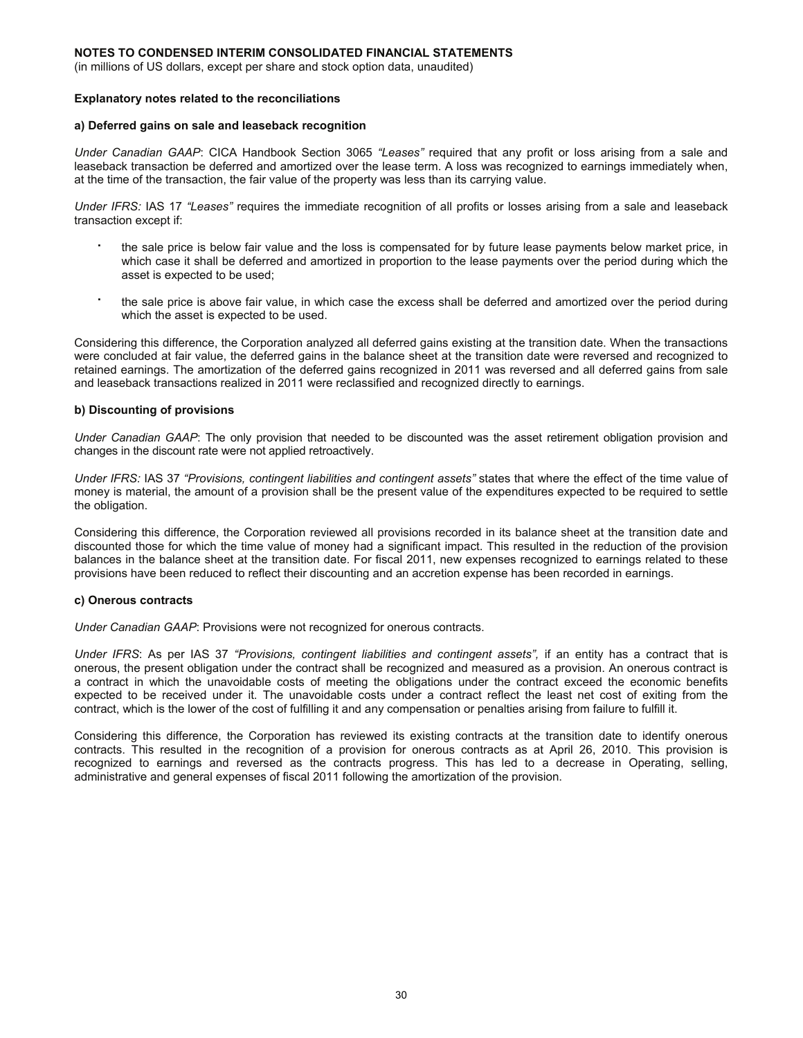**NOTES TO CONDENSED INTERIM CONSOLIDATED FINANCIAL STATEMENTS**
(in millions of US dollars, except per share and stock option data, unaudited)

**Explanatory notes related to the reconciliations**

**a) Deferred gains on sale and leaseback recognition**

*Under Canadian GAAP*: CICA Handbook Section 3065 *"Leases"* required that any profit or loss arising from a sale and leaseback transaction be deferred and amortized over the lease term. A loss was recognized to earnings immediately when, at the time of the transaction, the fair value of the property was less than its carrying value.

*Under IFRS:* IAS 17 *"Leases"* requires the immediate recognition of all profits or losses arising from a sale and leaseback transaction except if:

- the sale price is below fair value and the loss is compensated for by future lease payments below market price, in which case it shall be deferred and amortized in proportion to the lease payments over the period during which the asset is expected to be used;
- the sale price is above fair value, in which case the excess shall be deferred and amortized over the period during which the asset is expected to be used.

Considering this difference, the Corporation analyzed all deferred gains existing at the transition date. When the transactions were concluded at fair value, the deferred gains in the balance sheet at the transition date were reversed and recognized to retained earnings. The amortization of the deferred gains recognized in 2011 was reversed and all deferred gains from sale and leaseback transactions realized in 2011 were reclassified and recognized directly to earnings.

**b) Discounting of provisions**

*Under Canadian GAAP*: The only provision that needed to be discounted was the asset retirement obligation provision and changes in the discount rate were not applied retroactively.

*Under IFRS:* IAS 37 *"Provisions, contingent liabilities and contingent assets"* states that where the effect of the time value of money is material, the amount of a provision shall be the present value of the expenditures expected to be required to settle the obligation.

Considering this difference, the Corporation reviewed all provisions recorded in its balance sheet at the transition date and discounted those for which the time value of money had a significant impact. This resulted in the reduction of the provision balances in the balance sheet at the transition date. For fiscal 2011, new expenses recognized to earnings related to these provisions have been reduced to reflect their discounting and an accretion expense has been recorded in earnings.

**c) Onerous contracts**

*Under Canadian GAAP*: Provisions were not recognized for onerous contracts.

*Under IFRS*: As per IAS 37 *"Provisions, contingent liabilities and contingent assets",* if an entity has a contract that is onerous, the present obligation under the contract shall be recognized and measured as a provision. An onerous contract is a contract in which the unavoidable costs of meeting the obligations under the contract exceed the economic benefits expected to be received under it. The unavoidable costs under a contract reflect the least net cost of exiting from the contract, which is the lower of the cost of fulfilling it and any compensation or penalties arising from failure to fulfill it.

Considering this difference, the Corporation has reviewed its existing contracts at the transition date to identify onerous contracts. This resulted in the recognition of a provision for onerous contracts as at April 26, 2010. This provision is recognized to earnings and reversed as the contracts progress. This has led to a decrease in Operating, selling, administrative and general expenses of fiscal 2011 following the amortization of the provision.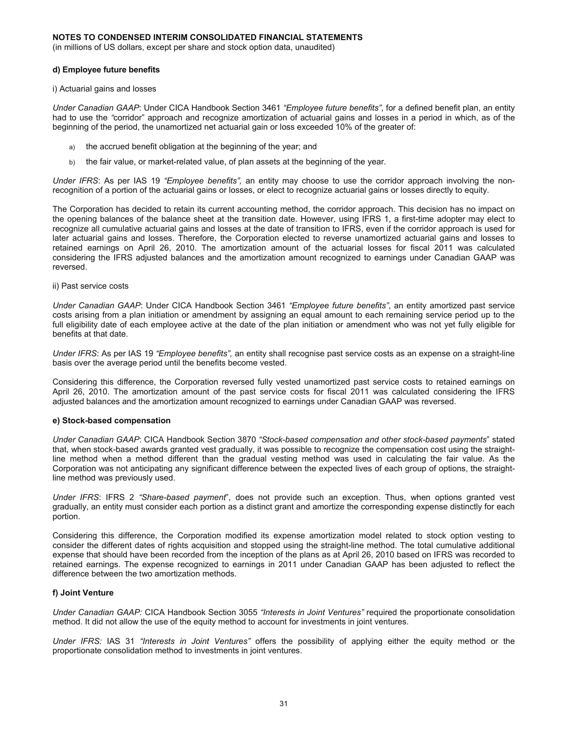**NOTES TO CONDENSED INTERIM CONSOLIDATED FINANCIAL STATEMENTS**
(in millions of US dollars, except per share and stock option data, unaudited)

**d) Employee future benefits**

i) Actuarial gains and losses

*Under Canadian GAAP*: Under CICA Handbook Section 3461 *"Employee future benefits"*, for a defined benefit plan, an entity had to use the *"*corridor" approach and recognize amortization of actuarial gains and losses in a period in which, as of the beginning of the period, the unamortized net actuarial gain or loss exceeded 10% of the greater of:

a) the accrued benefit obligation at the beginning of the year; and
b) the fair value, or market-related value, of plan assets at the beginning of the year.

*Under IFRS*: As per IAS 19 *"Employee benefits",* an entity may choose to use the corridor approach involving the non-recognition of a portion of the actuarial gains or losses, or elect to recognize actuarial gains or losses directly to equity.

The Corporation has decided to retain its current accounting method, the corridor approach. This decision has no impact on the opening balances of the balance sheet at the transition date. However, using IFRS 1, a first-time adopter may elect to recognize all cumulative actuarial gains and losses at the date of transition to IFRS, even if the corridor approach is used for later actuarial gains and losses. Therefore, the Corporation elected to reverse unamortized actuarial gains and losses to retained earnings on April 26, 2010. The amortization amount of the actuarial losses for fiscal 2011 was calculated considering the IFRS adjusted balances and the amortization amount recognized to earnings under Canadian GAAP was reversed.

ii) Past service costs

*Under Canadian GAAP*: Under CICA Handbook Section 3461 *"Employee future benefits"*, an entity amortized past service costs arising from a plan initiation or amendment by assigning an equal amount to each remaining service period up to the full eligibility date of each employee active at the date of the plan initiation or amendment who was not yet fully eligible for benefits at that date.

*Under IFRS*: As per IAS 19 *"Employee benefits",* an entity shall recognise past service costs as an expense on a straight-line basis over the average period until the benefits become vested.

Considering this difference, the Corporation reversed fully vested unamortized past service costs to retained earnings on April 26, 2010. The amortization amount of the past service costs for fiscal 2011 was calculated considering the IFRS adjusted balances and the amortization amount recognized to earnings under Canadian GAAP was reversed.

**e) Stock-based compensation**

*Under Canadian GAAP*: CICA Handbook Section 3870 *"Stock-based compensation and other stock-based payments*" stated that, when stock-based awards granted vest gradually, it was possible to recognize the compensation cost using the straight-line method when a method different than the gradual vesting method was used in calculating the fair value. As the Corporation was not anticipating any significant difference between the expected lives of each group of options, the straight-line method was previously used.

*Under IFRS*: IFRS 2 *"Share-based payment*", does not provide such an exception. Thus, when options granted vest gradually, an entity must consider each portion as a distinct grant and amortize the corresponding expense distinctly for each portion.

Considering this difference, the Corporation modified its expense amortization model related to stock option vesting to consider the different dates of rights acquisition and stopped using the straight-line method. The total cumulative additional expense that should have been recorded from the inception of the plans as at April 26, 2010 based on IFRS was recorded to retained earnings. The expense recognized to earnings in 2011 under Canadian GAAP has been adjusted to reflect the difference between the two amortization methods.

**f) Joint Venture**

*Under Canadian GAAP:* CICA Handbook Section 3055 *"Interests in Joint Ventures"* required the proportionate consolidation method. It did not allow the use of the equity method to account for investments in joint ventures.

*Under IFRS:* IAS 31 *"Interests in Joint Ventures"* offers the possibility of applying either the equity method or the proportionate consolidation method to investments in joint ventures.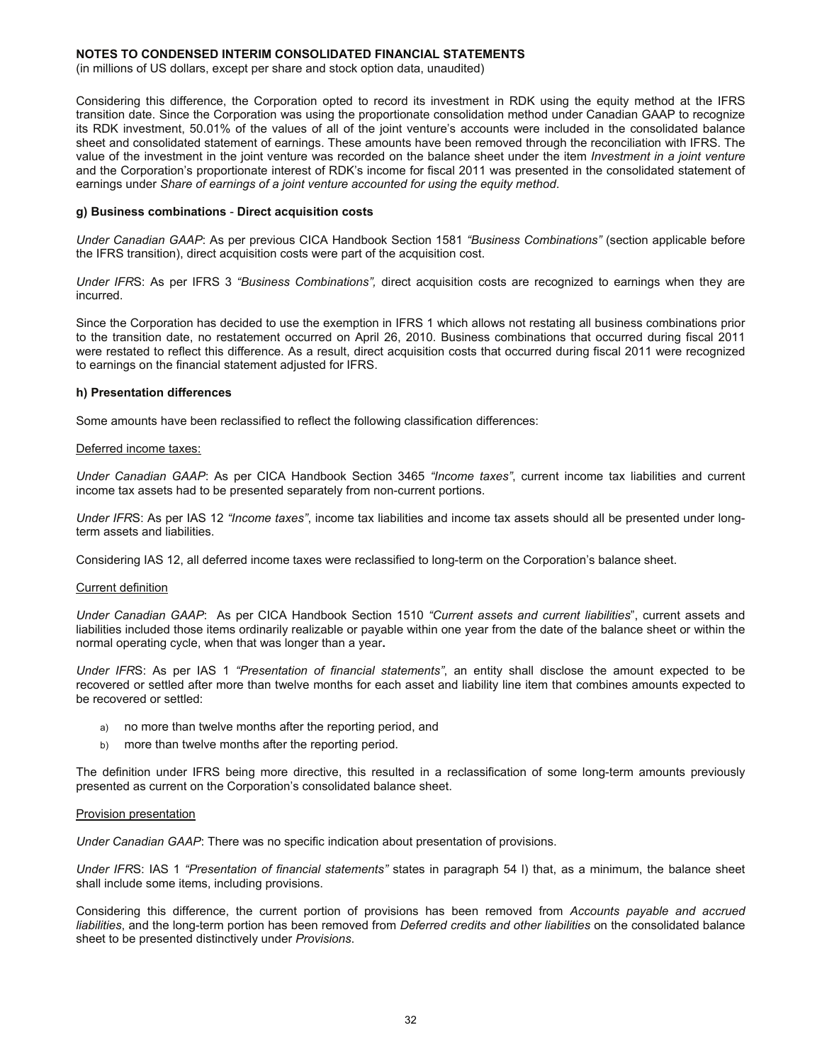**NOTES TO CONDENSED INTERIM CONSOLIDATED FINANCIAL STATEMENTS**

(in millions of US dollars, except per share and stock option data, unaudited)

Considering this difference, the Corporation opted to record its investment in RDK using the equity method at the IFRS transition date. Since the Corporation was using the proportionate consolidation method under Canadian GAAP to recognize its RDK investment, 50.01% of the values of all of the joint venture's accounts were included in the consolidated balance sheet and consolidated statement of earnings. These amounts have been removed through the reconciliation with IFRS. The value of the investment in the joint venture was recorded on the balance sheet under the item *Investment in a joint venture* and the Corporation's proportionate interest of RDK's income for fiscal 2011 was presented in the consolidated statement of earnings under *Share of earnings of a joint venture accounted for using the equity method*.

**g) Business combinations - Direct acquisition costs**

*Under Canadian GAAP*: As per previous CICA Handbook Section 1581 *"Business Combinations"* (section applicable before the IFRS transition), direct acquisition costs were part of the acquisition cost.

*Under IFRS*: As per IFRS 3 *"Business Combinations",* direct acquisition costs are recognized to earnings when they are incurred.

Since the Corporation has decided to use the exemption in IFRS 1 which allows not restating all business combinations prior to the transition date, no restatement occurred on April 26, 2010. Business combinations that occurred during fiscal 2011 were restated to reflect this difference. As a result, direct acquisition costs that occurred during fiscal 2011 were recognized to earnings on the financial statement adjusted for IFRS.

**h) Presentation differences**

Some amounts have been reclassified to reflect the following classification differences:

<u>Deferred income taxes:</u>

*Under Canadian GAAP*: As per CICA Handbook Section 3465 *"Income taxes"*, current income tax liabilities and current income tax assets had to be presented separately from non-current portions.

*Under IFRS*: As per IAS 12 *"Income taxes"*, income tax liabilities and income tax assets should all be presented under long-term assets and liabilities.

Considering IAS 12, all deferred income taxes were reclassified to long-term on the Corporation's balance sheet.

<u>Current definition</u>

*Under Canadian GAAP*: As per CICA Handbook Section 1510 *"Current assets and current liabilities"*, current assets and liabilities included those items ordinarily realizable or payable within one year from the date of the balance sheet or within the normal operating cycle, when that was longer than a year**.**

*Under IFRS*: As per IAS 1 *"Presentation of financial statements"*, an entity shall disclose the amount expected to be recovered or settled after more than twelve months for each asset and liability line item that combines amounts expected to be recovered or settled:

a) no more than twelve months after the reporting period, and
b) more than twelve months after the reporting period.

The definition under IFRS being more directive, this resulted in a reclassification of some long-term amounts previously presented as current on the Corporation's consolidated balance sheet.

<u>Provision presentation</u>

*Under Canadian GAAP*: There was no specific indication about presentation of provisions.

*Under IFRS*: IAS 1 *"Presentation of financial statements"* states in paragraph 54 l) that, as a minimum, the balance sheet shall include some items, including provisions.

Considering this difference, the current portion of provisions has been removed from *Accounts payable and accrued liabilities*, and the long-term portion has been removed from *Deferred credits and other liabilities* on the consolidated balance sheet to be presented distinctively under *Provisions*.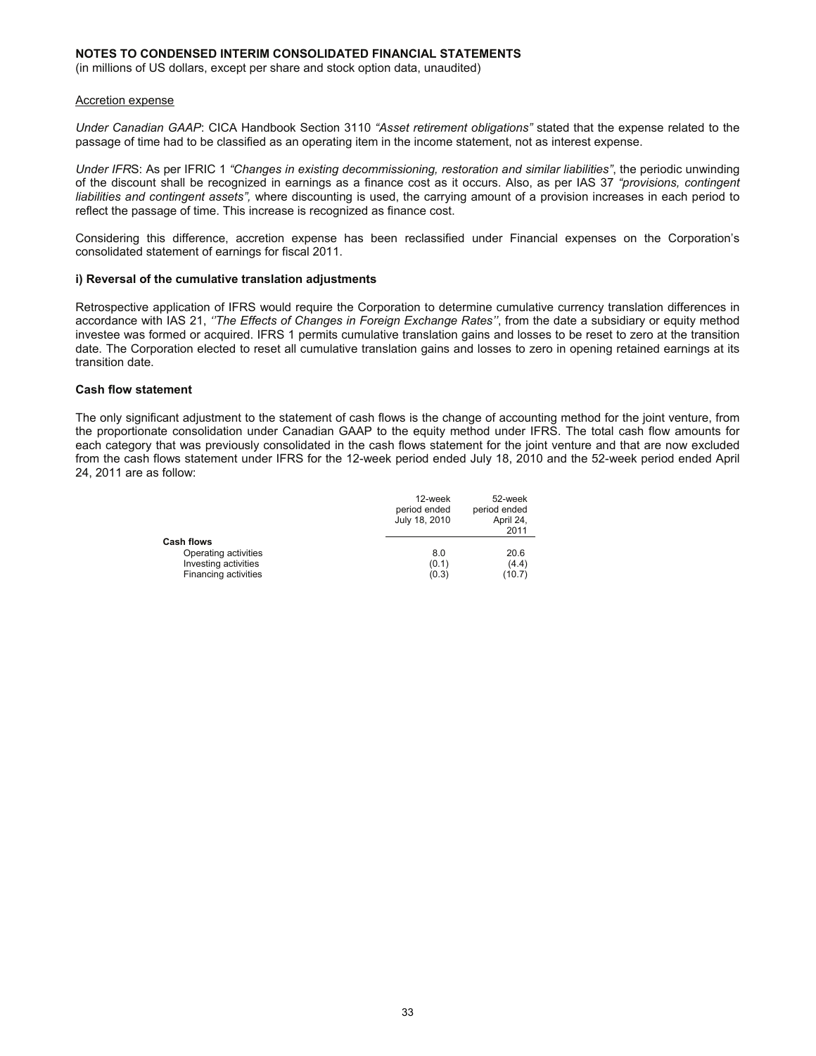**NOTES TO CONDENSED INTERIM CONSOLIDATED FINANCIAL STATEMENTS**
(in millions of US dollars, except per share and stock option data, unaudited)

Accretion expense

*Under Canadian GAAP*: CICA Handbook Section 3110 *"Asset retirement obligations"* stated that the expense related to the passage of time had to be classified as an operating item in the income statement, not as interest expense.

*Under IFR*S: As per IFRIC 1 *"Changes in existing decommissioning, restoration and similar liabilities"*, the periodic unwinding of the discount shall be recognized in earnings as a finance cost as it occurs. Also, as per IAS 37 *"provisions, contingent liabilities and contingent assets",* where discounting is used, the carrying amount of a provision increases in each period to reflect the passage of time. This increase is recognized as finance cost.

Considering this difference, accretion expense has been reclassified under Financial expenses on the Corporation's consolidated statement of earnings for fiscal 2011.

**i) Reversal of the cumulative translation adjustments**

Retrospective application of IFRS would require the Corporation to determine cumulative currency translation differences in accordance with IAS 21, *''The Effects of Changes in Foreign Exchange Rates''*, from the date a subsidiary or equity method investee was formed or acquired. IFRS 1 permits cumulative translation gains and losses to be reset to zero at the transition date. The Corporation elected to reset all cumulative translation gains and losses to zero in opening retained earnings at its transition date.

**Cash flow statement**

The only significant adjustment to the statement of cash flows is the change of accounting method for the joint venture, from the proportionate consolidation under Canadian GAAP to the equity method under IFRS. The total cash flow amounts for each category that was previously consolidated in the cash flows statement for the joint venture and that are now excluded from the cash flows statement under IFRS for the 12-week period ended July 18, 2010 and the 52-week period ended April 24, 2011 are as follow:

| | 12-week period ended July 18, 2010 | 52-week period ended April 24, 2011 |
|---|---|---|
| **Cash flows** | | |
| Operating activities | 8.0 | 20.6 |
| Investing activities | (0.1) | (4.4) |
| Financing activities | (0.3) | (10.7) |